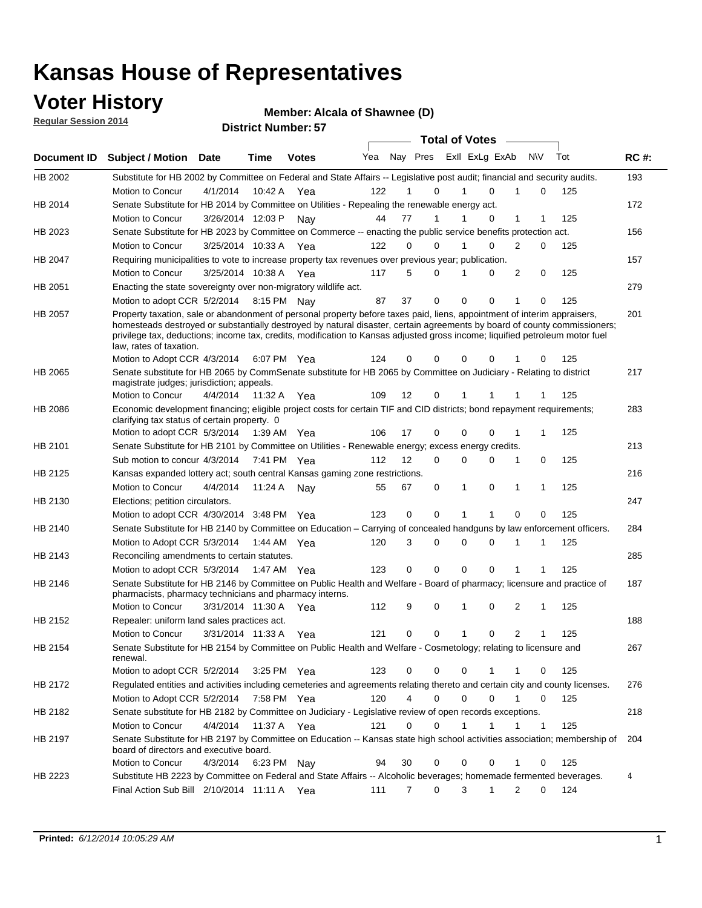# Kansas House of Representatives

## Voter History

**Regular Session 2014**

**Member: Alcala of Shawnee (D)**

**District Number: 57**

| Document ID | Subject / Motion | Date | Time | Votes | Yea | Nay | Pres | ExII | ExLg | ExAb | N\V | Tot | RC #: |
|---|---|---|---|---|---|---|---|---|---|---|---|---|---|
| HB 2002 | Substitute for HB 2002 by Committee on Federal and State Affairs -- Legislative post audit; financial and security audits. | | | | | | | | | | | | 193 |
| | Motion to Concur | 4/1/2014 | 10:42 A | Yea | 122 | 1 | 0 | 1 | 0 | 1 | 0 | 125 | |
| HB 2014 | Senate Substitute for HB 2014 by Committee on Utilities - Repealing the renewable energy act. | | | | | | | | | | | | 172 |
| | Motion to Concur | 3/26/2014 | 12:03 P | Nay | 44 | 77 | 1 | 1 | 0 | 1 | 1 | 125 | |
| HB 2023 | Senate Substitute for HB 2023 by Committee on Commerce -- enacting the public service benefits protection act. | | | | | | | | | | | | 156 |
| | Motion to Concur | 3/25/2014 | 10:33 A | Yea | 122 | 0 | 0 | 1 | 0 | 2 | 0 | 125 | |
| HB 2047 | Requiring municipalities to vote to increase property tax revenues over previous year; publication. | | | | | | | | | | | | 157 |
| | Motion to Concur | 3/25/2014 | 10:38 A | Yea | 117 | 5 | 0 | 1 | 0 | 2 | 0 | 125 | |
| HB 2051 | Enacting the state sovereignty over non-migratory wildlife act. | | | | | | | | | | | | 279 |
| | Motion to adopt CCR | 5/2/2014 | 8:15 PM | Nay | 87 | 37 | 0 | 0 | 0 | 1 | 0 | 125 | |
| HB 2057 | Property taxation, sale or abandonment of personal property before taxes paid, liens, appointment of interim appraisers, homesteads destroyed or substantially destroyed by natural disaster, certain agreements by board of county commissioners; privilege tax, deductions; income tax, credits, modification to Kansas adjusted gross income; liquified petroleum motor fuel law, rates of taxation. | | | | | | | | | | | | 201 |
| | Motion to Adopt CCR | 4/3/2014 | 6:07 PM | Yea | 124 | 0 | 0 | 0 | 0 | 1 | 0 | 125 | |
| HB 2065 | Senate substitute for HB 2065 by CommSenate substitute for HB 2065 by Committee on Judiciary - Relating to district magistrate judges; jurisdiction; appeals. | | | | | | | | | | | | 217 |
| | Motion to Concur | 4/4/2014 | 11:32 A | Yea | 109 | 12 | 0 | 1 | 1 | 1 | 1 | 125 | |
| HB 2086 | Economic development financing; eligible project costs for certain TIF and CID districts; bond repayment requirements; clarifying tax status of certain property. 0 | | | | | | | | | | | | 283 |
| | Motion to adopt CCR | 5/3/2014 | 1:39 AM | Yea | 106 | 17 | 0 | 0 | 0 | 1 | 1 | 125 | |
| HB 2101 | Senate Substitute for HB 2101 by Committee on Utilities - Renewable energy; excess energy credits. | | | | | | | | | | | | 213 |
| | Sub motion to concur | 4/3/2014 | 7:41 PM | Yea | 112 | 12 | 0 | 0 | 0 | 1 | 0 | 125 | |
| HB 2125 | Kansas expanded lottery act; south central Kansas gaming zone restrictions. | | | | | | | | | | | | 216 |
| | Motion to Concur | 4/4/2014 | 11:24 A | Nay | 55 | 67 | 0 | 1 | 0 | 1 | 1 | 125 | |
| HB 2130 | Elections; petition circulators. | | | | | | | | | | | | 247 |
| | Motion to adopt CCR | 4/30/2014 | 3:48 PM | Yea | 123 | 0 | 0 | 1 | 1 | 0 | 0 | 125 | |
| HB 2140 | Senate Substitute for HB 2140 by Committee on Education – Carrying of concealed handguns by law enforcement officers. | | | | | | | | | | | | 284 |
| | Motion to Adopt CCR | 5/3/2014 | 1:44 AM | Yea | 120 | 3 | 0 | 0 | 0 | 1 | 1 | 125 | |
| HB 2143 | Reconciling amendments to certain statutes. | | | | | | | | | | | | 285 |
| | Motion to adopt CCR | 5/3/2014 | 1:47 AM | Yea | 123 | 0 | 0 | 0 | 0 | 1 | 1 | 125 | |
| HB 2146 | Senate Substitute for HB 2146 by Committee on Public Health and Welfare - Board of pharmacy; licensure and practice of pharmacists, pharmacy technicians and pharmacy interns. | | | | | | | | | | | | 187 |
| | Motion to Concur | 3/31/2014 | 11:30 A | Yea | 112 | 9 | 0 | 1 | 0 | 2 | 1 | 125 | |
| HB 2152 | Repealer: uniform land sales practices act. | | | | | | | | | | | | 188 |
| | Motion to Concur | 3/31/2014 | 11:33 A | Yea | 121 | 0 | 0 | 1 | 0 | 2 | 1 | 125 | |
| HB 2154 | Senate Substitute for HB 2154 by Committee on Public Health and Welfare - Cosmetology; relating to licensure and renewal. | | | | | | | | | | | | 267 |
| | Motion to adopt CCR | 5/2/2014 | 3:25 PM | Yea | 123 | 0 | 0 | 0 | 1 | 1 | 0 | 125 | |
| HB 2172 | Regulated entities and activities including cemeteries and agreements relating thereto and certain city and county licenses. | | | | | | | | | | | | 276 |
| | Motion to Adopt CCR | 5/2/2014 | 7:58 PM | Yea | 120 | 4 | 0 | 0 | 0 | 1 | 0 | 125 | |
| HB 2182 | Senate substitute for HB 2182 by Committee on Judiciary - Legislative review of open records exceptions. | | | | | | | | | | | | 218 |
| | Motion to Concur | 4/4/2014 | 11:37 A | Yea | 121 | 0 | 0 | 1 | 1 | 1 | 1 | 125 | |
| HB 2197 | Senate Substitute for HB 2197 by Committee on Education -- Kansas state high school activities association; membership of board of directors and executive board. | | | | | | | | | | | | 204 |
| | Motion to Concur | 4/3/2014 | 6:23 PM | Nay | 94 | 30 | 0 | 0 | 0 | 1 | 0 | 125 | |
| HB 2223 | Substitute HB 2223 by Committee on Federal and State Affairs -- Alcoholic beverages; homemade fermented beverages. | | | | | | | | | | | | 4 |
| | Final Action Sub Bill | 2/10/2014 | 11:11 A | Yea | 111 | 7 | 0 | 3 | 1 | 2 | 0 | 124 | |

**Printed:** *6/12/2014 10:05:29 AM*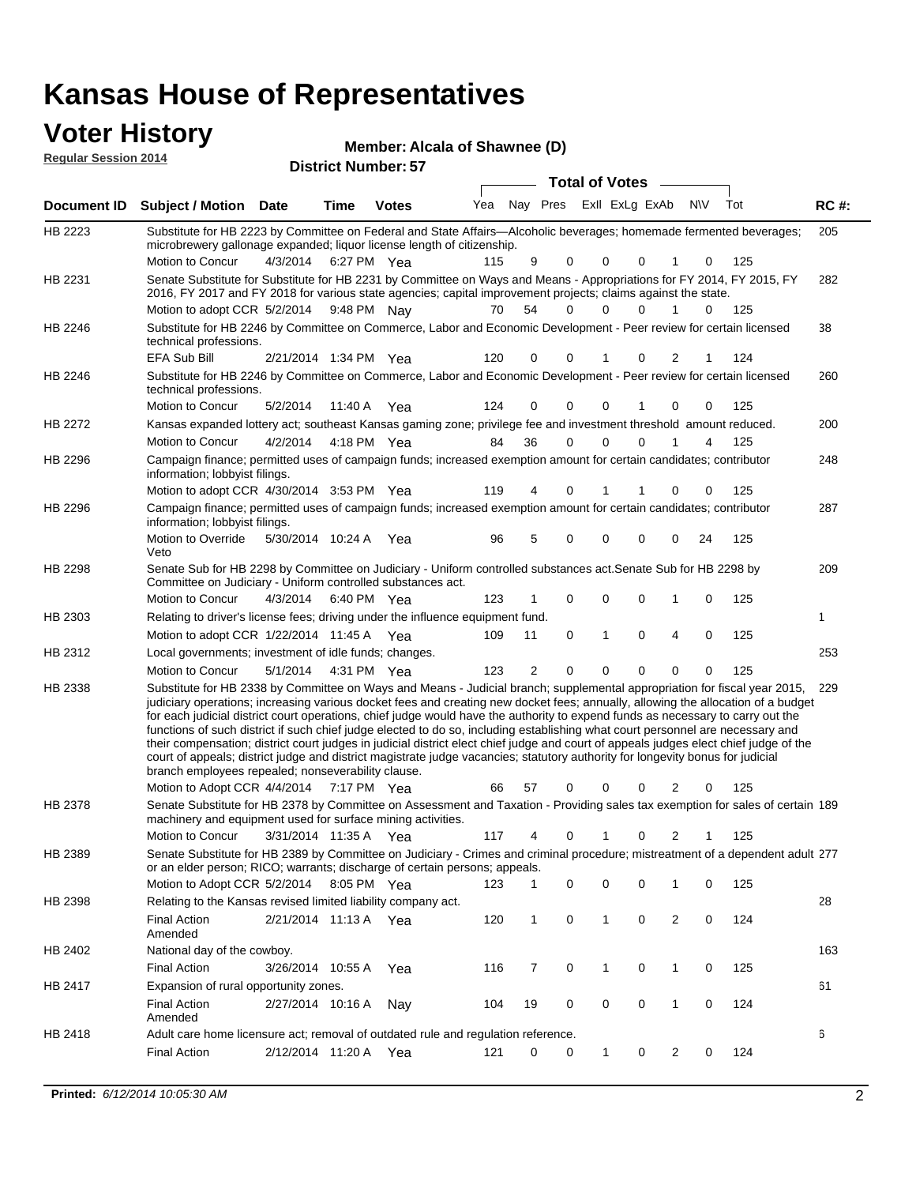# Kansas House of Representatives

## Voter History

**Regular Session 2014**

**Member: Alcala of Shawnee (D)**

**District Number: 57**

| Document ID | Subject / Motion | Date | Time | Votes | Yea | Nay | Pres | ExII | ExLg | ExAb | N\V | Tot | RC #: |
|---|---|---|---|---|---|---|---|---|---|---|---|---|---|
| HB 2223 | Substitute for HB 2223 by Committee on Federal and State Affairs—Alcoholic beverages; homemade fermented beverages; microbrewery gallonage expanded; liquor license length of citizenship. | | | | | | | | | | | | 205 |
| | Motion to Concur | 4/3/2014 | 6:27 PM | Yea | 115 | 9 | 0 | 0 | 0 | 1 | 0 | 125 | |
| HB 2231 | Senate Substitute for Substitute for HB 2231 by Committee on Ways and Means - Appropriations for FY 2014, FY 2015, FY 2016, FY 2017 and FY 2018 for various state agencies; capital improvement projects; claims against the state. | | | | | | | | | | | | 282 |
| | Motion to adopt CCR | 5/2/2014 | 9:48 PM | Nay | 70 | 54 | 0 | 0 | 0 | 1 | 0 | 125 | |
| HB 2246 | Substitute for HB 2246 by Committee on Commerce, Labor and Economic Development - Peer review for certain licensed technical professions. | | | | | | | | | | | | 38 |
| | EFA Sub Bill | 2/21/2014 | 1:34 PM | Yea | 120 | 0 | 0 | 1 | 0 | 2 | 1 | 124 | |
| HB 2246 | Substitute for HB 2246 by Committee on Commerce, Labor and Economic Development - Peer review for certain licensed technical professions. | | | | | | | | | | | | 260 |
| | Motion to Concur | 5/2/2014 | 11:40 A | Yea | 124 | 0 | 0 | 0 | 1 | 0 | 0 | 125 | |
| HB 2272 | Kansas expanded lottery act; southeast Kansas gaming zone; privilege fee and investment threshold amount reduced. | | | | | | | | | | | | 200 |
| | Motion to Concur | 4/2/2014 | 4:18 PM | Yea | 84 | 36 | 0 | 0 | 0 | 1 | 4 | 125 | |
| HB 2296 | Campaign finance; permitted uses of campaign funds; increased exemption amount for certain candidates; contributor information; lobbyist filings. | | | | | | | | | | | | 248 |
| | Motion to adopt CCR | 4/30/2014 | 3:53 PM | Yea | 119 | 4 | 0 | 1 | 1 | 0 | 0 | 125 | |
| HB 2296 | Campaign finance; permitted uses of campaign funds; increased exemption amount for certain candidates; contributor information; lobbyist filings. | | | | | | | | | | | | 287 |
| | Motion to Override Veto | 5/30/2014 | 10:24 A | Yea | 96 | 5 | 0 | 0 | 0 | 0 | 24 | 125 | |
| HB 2298 | Senate Sub for HB 2298 by Committee on Judiciary - Uniform controlled substances act.Senate Sub for HB 2298 by Committee on Judiciary - Uniform controlled substances act. | | | | | | | | | | | | 209 |
| | Motion to Concur | 4/3/2014 | 6:40 PM | Yea | 123 | 1 | 0 | 0 | 0 | 1 | 0 | 125 | |
| HB 2303 | Relating to driver's license fees; driving under the influence equipment fund. | | | | | | | | | | | | 1 |
| | Motion to adopt CCR | 1/22/2014 | 11:45 A | Yea | 109 | 11 | 0 | 1 | 0 | 4 | 0 | 125 | |
| HB 2312 | Local governments; investment of idle funds; changes. | | | | | | | | | | | | 253 |
| | Motion to Concur | 5/1/2014 | 4:31 PM | Yea | 123 | 2 | 0 | 0 | 0 | 0 | 0 | 125 | |
| HB 2338 | Substitute for HB 2338 by Committee on Ways and Means - Judicial branch; supplemental appropriation for fiscal year 2015, judiciary operations; increasing various docket fees and creating new docket fees; annually, allowing the allocation of a budget for each judicial district court operations, chief judge would have the authority to expend funds as necessary to carry out the functions of such district if such chief judge elected to do so, including establishing what court personnel are necessary and their compensation; district court judges in judicial district elect chief judge and court of appeals judges elect chief judge of the court of appeals; district judge and district magistrate judge vacancies; statutory authority for longevity bonus for judicial branch employees repealed; nonseverability clause. | | | | | | | | | | | | 229 |
| | Motion to Adopt CCR | 4/4/2014 | 7:17 PM | Yea | 66 | 57 | 0 | 0 | 0 | 2 | 0 | 125 | |
| HB 2378 | Senate Substitute for HB 2378 by Committee on Assessment and Taxation - Providing sales tax exemption for sales of certain machinery and equipment used for surface mining activities. | | | | | | | | | | | | 189 |
| | Motion to Concur | 3/31/2014 | 11:35 A | Yea | 117 | 4 | 0 | 1 | 0 | 2 | 1 | 125 | |
| HB 2389 | Senate Substitute for HB 2389 by Committee on Judiciary - Crimes and criminal procedure; mistreatment of a dependent adult or an elder person; RICO; warrants; discharge of certain persons; appeals. | | | | | | | | | | | | 277 |
| | Motion to Adopt CCR | 5/2/2014 | 8:05 PM | Yea | 123 | 1 | 0 | 0 | 0 | 1 | 0 | 125 | |
| HB 2398 | Relating to the Kansas revised limited liability company act. | | | | | | | | | | | | 28 |
| | Final Action Amended | 2/21/2014 | 11:13 A | Yea | 120 | 1 | 0 | 1 | 0 | 2 | 0 | 124 | |
| HB 2402 | National day of the cowboy. | | | | | | | | | | | | 163 |
| | Final Action | 3/26/2014 | 10:55 A | Yea | 116 | 7 | 0 | 1 | 0 | 1 | 0 | 125 | |
| HB 2417 | Expansion of rural opportunity zones. | | | | | | | | | | | | 61 |
| | Final Action Amended | 2/27/2014 | 10:16 A | Nay | 104 | 19 | 0 | 0 | 0 | 1 | 0 | 124 | |
| HB 2418 | Adult care home licensure act; removal of outdated rule and regulation reference. | | | | | | | | | | | | 6 |
| | Final Action | 2/12/2014 | 11:20 A | Yea | 121 | 0 | 0 | 1 | 0 | 2 | 0 | 124 | |

**Printed:** *6/12/2014 10:05:30 AM*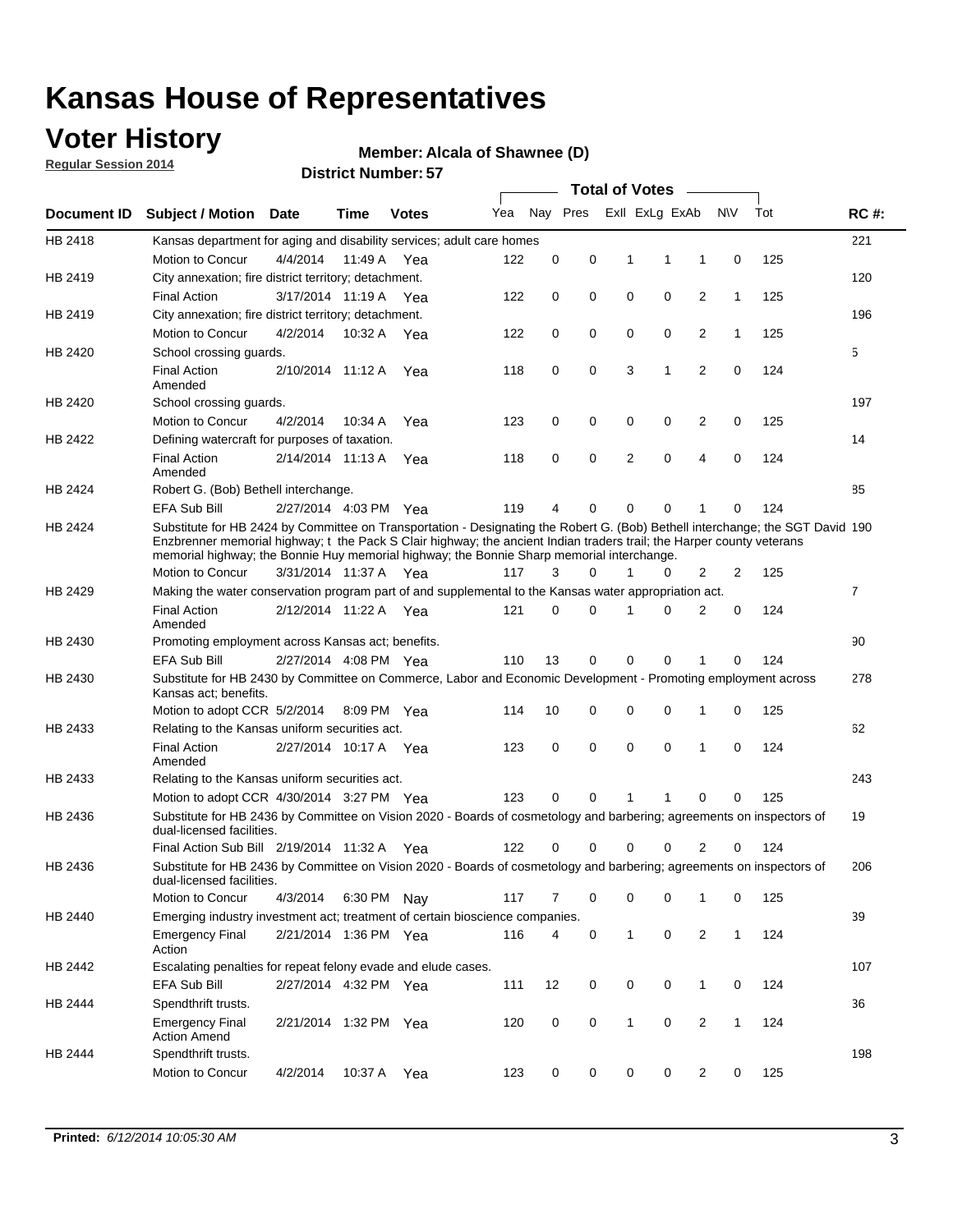# Kansas House of Representatives

## Voter History

**Regular Session 2014**

**Member: Alcala of Shawnee (D)**

**District Number: 57**

| Document ID | Subject / Motion | Date | Time | Votes | Yea | Nay | Pres | ExII | ExLg | ExAb | N\V | Tot | RC #: |
|---|---|---|---|---|---|---|---|---|---|---|---|---|---|
| HB 2418 | Kansas department for aging and disability services; adult care homes | | | | | | | | | | | | 221 |
| | Motion to Concur | 4/4/2014 | 11:49 A | Yea | 122 | 0 | 0 | 1 | 1 | 1 | 0 | 125 | |
| HB 2419 | City annexation; fire district territory; detachment. | | | | | | | | | | | | 120 |
| | Final Action | 3/17/2014 | 11:19 A | Yea | 122 | 0 | 0 | 0 | 0 | 2 | 1 | 125 | |
| HB 2419 | City annexation; fire district territory; detachment. | | | | | | | | | | | | 196 |
| | Motion to Concur | 4/2/2014 | 10:32 A | Yea | 122 | 0 | 0 | 0 | 0 | 2 | 1 | 125 | |
| HB 2420 | School crossing guards. | | | | | | | | | | | | 5 |
| | Final Action Amended | 2/10/2014 | 11:12 A | Yea | 118 | 0 | 0 | 3 | 1 | 2 | 0 | 124 | |
| HB 2420 | School crossing guards. | | | | | | | | | | | | 197 |
| | Motion to Concur | 4/2/2014 | 10:34 A | Yea | 123 | 0 | 0 | 0 | 0 | 2 | 0 | 125 | |
| HB 2422 | Defining watercraft for purposes of taxation. | | | | | | | | | | | | 14 |
| | Final Action Amended | 2/14/2014 | 11:13 A | Yea | 118 | 0 | 0 | 2 | 0 | 4 | 0 | 124 | |
| HB 2424 | Robert G. (Bob) Bethell interchange. | | | | | | | | | | | | 85 |
| | EFA Sub Bill | 2/27/2014 | 4:03 PM | Yea | 119 | 4 | 0 | 0 | 0 | 1 | 0 | 124 | |
| HB 2424 | Substitute for HB 2424 by Committee on Transportation - Designating the Robert G. (Bob) Bethell interchange; the SGT David Enzbrenner memorial highway; t the Pack S Clair highway; the ancient Indian traders trail; the Harper county veterans memorial highway; the Bonnie Huy memorial highway; the Bonnie Sharp memorial interchange. | | | | | | | | | | | | 190 |
| | Motion to Concur | 3/31/2014 | 11:37 A | Yea | 117 | 3 | 0 | 1 | 0 | 2 | 2 | 125 | |
| HB 2429 | Making the water conservation program part of and supplemental to the Kansas water appropriation act. | | | | | | | | | | | | 7 |
| | Final Action Amended | 2/12/2014 | 11:22 A | Yea | 121 | 0 | 0 | 1 | 0 | 2 | 0 | 124 | |
| HB 2430 | Promoting employment across Kansas act; benefits. | | | | | | | | | | | | 90 |
| | EFA Sub Bill | 2/27/2014 | 4:08 PM | Yea | 110 | 13 | 0 | 0 | 0 | 1 | 0 | 124 | |
| HB 2430 | Substitute for HB 2430 by Committee on Commerce, Labor and Economic Development - Promoting employment across Kansas act; benefits. | | | | | | | | | | | | 278 |
| | Motion to adopt CCR | 5/2/2014 | 8:09 PM | Yea | 114 | 10 | 0 | 0 | 0 | 1 | 0 | 125 | |
| HB 2433 | Relating to the Kansas uniform securities act. | | | | | | | | | | | | 62 |
| | Final Action Amended | 2/27/2014 | 10:17 A | Yea | 123 | 0 | 0 | 0 | 0 | 1 | 0 | 124 | |
| HB 2433 | Relating to the Kansas uniform securities act. | | | | | | | | | | | | 243 |
| | Motion to adopt CCR | 4/30/2014 | 3:27 PM | Yea | 123 | 0 | 0 | 1 | 1 | 0 | 0 | 125 | |
| HB 2436 | Substitute for HB 2436 by Committee on Vision 2020 - Boards of cosmetology and barbering; agreements on inspectors of dual-licensed facilities. | | | | | | | | | | | | 19 |
| | Final Action Sub Bill | 2/19/2014 | 11:32 A | Yea | 122 | 0 | 0 | 0 | 0 | 2 | 0 | 124 | |
| HB 2436 | Substitute for HB 2436 by Committee on Vision 2020 - Boards of cosmetology and barbering; agreements on inspectors of dual-licensed facilities. | | | | | | | | | | | | 206 |
| | Motion to Concur | 4/3/2014 | 6:30 PM | Nay | 117 | 7 | 0 | 0 | 0 | 1 | 0 | 125 | |
| HB 2440 | Emerging industry investment act; treatment of certain bioscience companies. | | | | | | | | | | | | 39 |
| | Emergency Final Action | 2/21/2014 | 1:36 PM | Yea | 116 | 4 | 0 | 1 | 0 | 2 | 1 | 124 | |
| HB 2442 | Escalating penalties for repeat felony evade and elude cases. | | | | | | | | | | | | 107 |
| | EFA Sub Bill | 2/27/2014 | 4:32 PM | Yea | 111 | 12 | 0 | 0 | 0 | 1 | 0 | 124 | |
| HB 2444 | Spendthrift trusts. | | | | | | | | | | | | 36 |
| | Emergency Final Action Amend | 2/21/2014 | 1:32 PM | Yea | 120 | 0 | 0 | 1 | 0 | 2 | 1 | 124 | |
| HB 2444 | Spendthrift trusts. | | | | | | | | | | | | 198 |
| | Motion to Concur | 4/2/2014 | 10:37 A | Yea | 123 | 0 | 0 | 0 | 0 | 2 | 0 | 125 | |

**Printed:** *6/12/2014 10:05:30 AM*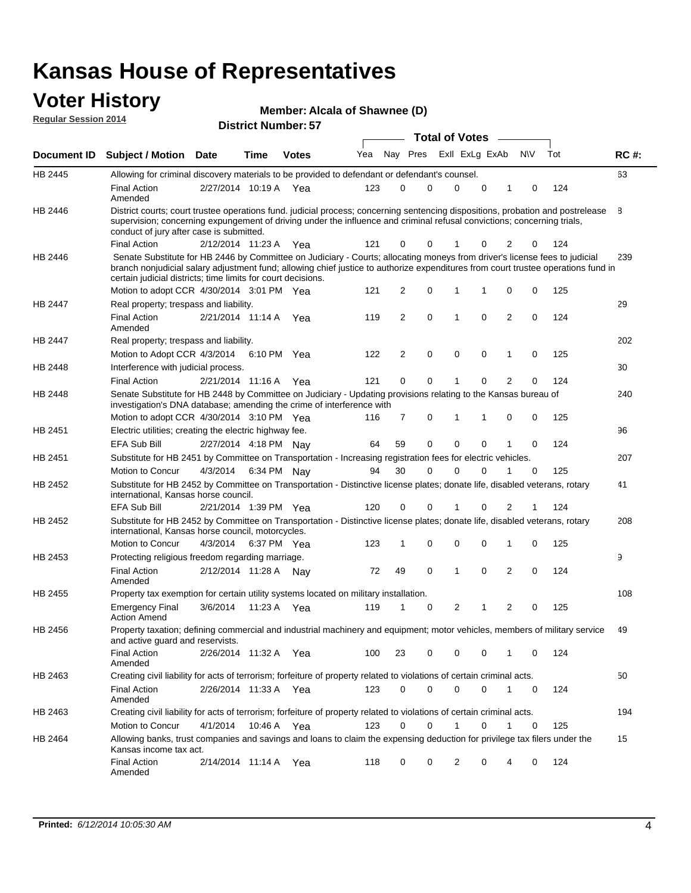# Kansas House of Representatives

## Voter History

**Regular Session 2014**

**Member: Alcala of Shawnee (D)**

**District Number: 57**

| Document ID | Subject / Motion | Date | Time | Votes | Yea | Nay | Pres | ExII | ExLg | ExAb | N\V | Tot | RC #: |
|---|---|---|---|---|---|---|---|---|---|---|---|---|---|
| HB 2445 | Allowing for criminal discovery materials to be provided to defendant or defendant's counsel. | | | | | | | | | | | | 63 |
| | Final Action Amended | 2/27/2014 | 10:19 A | Yea | 123 | 0 | 0 | 0 | 0 | 1 | 0 | 124 | |
| HB 2446 | District courts; court trustee operations fund. judicial process; concerning sentencing dispositions, probation and postrelease supervision; concerning expungement of driving under the influence and criminal refusal convictions; concerning trials, conduct of jury after case is submitted. | | | | | | | | | | | | 8 |
| | Final Action | 2/12/2014 | 11:23 A | Yea | 121 | 0 | 0 | 1 | 0 | 2 | 0 | 124 | |
| HB 2446 | Senate Substitute for HB 2446 by Committee on Judiciary - Courts; allocating moneys from driver's license fees to judicial branch nonjudicial salary adjustment fund; allowing chief justice to authorize expenditures from court trustee operations fund in certain judicial districts; time limits for court decisions. | | | | | | | | | | | | 239 |
| | Motion to adopt CCR | 4/30/2014 | 3:01 PM | Yea | 121 | 2 | 0 | 1 | 1 | 0 | 0 | 125 | |
| HB 2447 | Real property; trespass and liability. | | | | | | | | | | | | 29 |
| | Final Action Amended | 2/21/2014 | 11:14 A | Yea | 119 | 2 | 0 | 1 | 0 | 2 | 0 | 124 | |
| HB 2447 | Real property; trespass and liability. | | | | | | | | | | | | 202 |
| | Motion to Adopt CCR | 4/3/2014 | 6:10 PM | Yea | 122 | 2 | 0 | 0 | 0 | 1 | 0 | 125 | |
| HB 2448 | Interference with judicial process. | | | | | | | | | | | | 30 |
| | Final Action | 2/21/2014 | 11:16 A | Yea | 121 | 0 | 0 | 1 | 0 | 2 | 0 | 124 | |
| HB 2448 | Senate Substitute for HB 2448 by Committee on Judiciary - Updating provisions relating to the Kansas bureau of investigation's DNA database; amending the crime of interference with | | | | | | | | | | | | 240 |
| | Motion to adopt CCR | 4/30/2014 | 3:10 PM | Yea | 116 | 7 | 0 | 1 | 1 | 0 | 0 | 125 | |
| HB 2451 | Electric utilities; creating the electric highway fee. | | | | | | | | | | | | 96 |
| | EFA Sub Bill | 2/27/2014 | 4:18 PM | Nay | 64 | 59 | 0 | 0 | 0 | 1 | 0 | 124 | |
| HB 2451 | Substitute for HB 2451 by Committee on Transportation - Increasing registration fees for electric vehicles. | | | | | | | | | | | | 207 |
| | Motion to Concur | 4/3/2014 | 6:34 PM | Nay | 94 | 30 | 0 | 0 | 0 | 1 | 0 | 125 | |
| HB 2452 | Substitute for HB 2452 by Committee on Transportation - Distinctive license plates; donate life, disabled veterans, rotary international, Kansas horse council. | | | | | | | | | | | | 41 |
| | EFA Sub Bill | 2/21/2014 | 1:39 PM | Yea | 120 | 0 | 0 | 1 | 0 | 2 | 1 | 124 | |
| HB 2452 | Substitute for HB 2452 by Committee on Transportation - Distinctive license plates; donate life, disabled veterans, rotary international, Kansas horse council, motorcycles. | | | | | | | | | | | | 208 |
| | Motion to Concur | 4/3/2014 | 6:37 PM | Yea | 123 | 1 | 0 | 0 | 0 | 1 | 0 | 125 | |
| HB 2453 | Protecting religious freedom regarding marriage. | | | | | | | | | | | | 9 |
| | Final Action Amended | 2/12/2014 | 11:28 A | Nay | 72 | 49 | 0 | 1 | 0 | 2 | 0 | 124 | |
| HB 2455 | Property tax exemption for certain utility systems located on military installation. | | | | | | | | | | | | 108 |
| | Emergency Final Action Amend | 3/6/2014 | 11:23 A | Yea | 119 | 1 | 0 | 2 | 1 | 2 | 0 | 125 | |
| HB 2456 | Property taxation; defining commercial and industrial machinery and equipment; motor vehicles, members of military service and active guard and reservists. | | | | | | | | | | | | 49 |
| | Final Action Amended | 2/26/2014 | 11:32 A | Yea | 100 | 23 | 0 | 0 | 0 | 1 | 0 | 124 | |
| HB 2463 | Creating civil liability for acts of terrorism; forfeiture of property related to violations of certain criminal acts. | | | | | | | | | | | | 50 |
| | Final Action Amended | 2/26/2014 | 11:33 A | Yea | 123 | 0 | 0 | 0 | 0 | 1 | 0 | 124 | |
| HB 2463 | Creating civil liability for acts of terrorism; forfeiture of property related to violations of certain criminal acts. | | | | | | | | | | | | 194 |
| | Motion to Concur | 4/1/2014 | 10:46 A | Yea | 123 | 0 | 0 | 1 | 0 | 1 | 0 | 125 | |
| HB 2464 | Allowing banks, trust companies and savings and loans to claim the expensing deduction for privilege tax filers under the Kansas income tax act. | | | | | | | | | | | | 15 |
| | Final Action Amended | 2/14/2014 | 11:14 A | Yea | 118 | 0 | 0 | 2 | 0 | 4 | 0 | 124 | |

**Printed:** *6/12/2014 10:05:30 AM*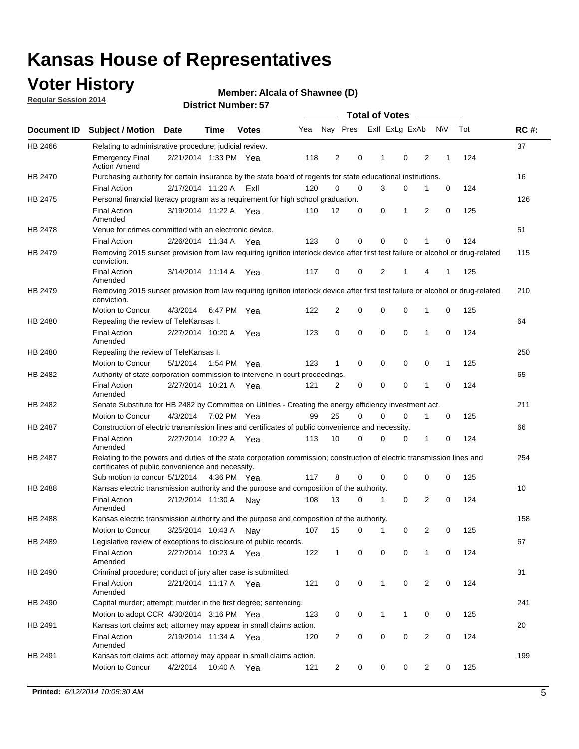# Kansas House of Representatives

## Voter History

**Regular Session 2014**

**Member: Alcala of Shawnee (D)**

**District Number: 57**

| Document ID | Subject / Motion | Date | Time | Votes | Yea | Nay | Pres | ExII | ExLg | ExAb | N\V | Tot | RC #: |
|---|---|---|---|---|---|---|---|---|---|---|---|---|---|
| HB 2466 | Relating to administrative procedure; judicial review. | | | | | | | | | | | | 37 |
| | Emergency Final Action Amend | 2/21/2014 | 1:33 PM | Yea | 118 | 2 | 0 | 1 | 0 | 2 | 1 | 124 | |
| HB 2470 | Purchasing authority for certain insurance by the state board of regents for state educational institutions. | | | | | | | | | | | | 16 |
| | Final Action | 2/17/2014 | 11:20 A | ExII | 120 | 0 | 0 | 3 | 0 | 1 | 0 | 124 | |
| HB 2475 | Personal financial literacy program as a requirement for high school graduation. | | | | | | | | | | | | 126 |
| | Final Action Amended | 3/19/2014 | 11:22 A | Yea | 110 | 12 | 0 | 0 | 1 | 2 | 0 | 125 | |
| HB 2478 | Venue for crimes committed with an electronic device. | | | | | | | | | | | | 51 |
| | Final Action | 2/26/2014 | 11:34 A | Yea | 123 | 0 | 0 | 0 | 0 | 1 | 0 | 124 | |
| HB 2479 | Removing 2015 sunset provision from law requiring ignition interlock device after first test failure or alcohol or drug-related conviction. | | | | | | | | | | | | 115 |
| | Final Action Amended | 3/14/2014 | 11:14 A | Yea | 117 | 0 | 0 | 2 | 1 | 4 | 1 | 125 | |
| HB 2479 | Removing 2015 sunset provision from law requiring ignition interlock device after first test failure or alcohol or drug-related conviction. | | | | | | | | | | | | 210 |
| | Motion to Concur | 4/3/2014 | 6:47 PM | Yea | 122 | 2 | 0 | 0 | 0 | 1 | 0 | 125 | |
| HB 2480 | Repealing the review of TeleKansas I. | | | | | | | | | | | | 64 |
| | Final Action Amended | 2/27/2014 | 10:20 A | Yea | 123 | 0 | 0 | 0 | 0 | 1 | 0 | 124 | |
| HB 2480 | Repealing the review of TeleKansas I. | | | | | | | | | | | | 250 |
| | Motion to Concur | 5/1/2014 | 1:54 PM | Yea | 123 | 1 | 0 | 0 | 0 | 0 | 1 | 125 | |
| HB 2482 | Authority of state corporation commission to intervene in court proceedings. | | | | | | | | | | | | 65 |
| | Final Action Amended | 2/27/2014 | 10:21 A | Yea | 121 | 2 | 0 | 0 | 0 | 1 | 0 | 124 | |
| HB 2482 | Senate Substitute for HB 2482 by Committee on Utilities - Creating the energy efficiency investment act. | | | | | | | | | | | | 211 |
| | Motion to Concur | 4/3/2014 | 7:02 PM | Yea | 99 | 25 | 0 | 0 | 0 | 1 | 0 | 125 | |
| HB 2487 | Construction of electric transmission lines and certificates of public convenience and necessity. | | | | | | | | | | | | 66 |
| | Final Action Amended | 2/27/2014 | 10:22 A | Yea | 113 | 10 | 0 | 0 | 0 | 1 | 0 | 124 | |
| HB 2487 | Relating to the powers and duties of the state corporation commission; construction of electric transmission lines and certificates of public convenience and necessity. | | | | | | | | | | | | 254 |
| | Sub motion to concur | 5/1/2014 | 4:36 PM | Yea | 117 | 8 | 0 | 0 | 0 | 0 | 0 | 125 | |
| HB 2488 | Kansas electric transmission authority and the purpose and composition of the authority. | | | | | | | | | | | | 10 |
| | Final Action Amended | 2/12/2014 | 11:30 A | Nay | 108 | 13 | 0 | 1 | 0 | 2 | 0 | 124 | |
| HB 2488 | Kansas electric transmission authority and the purpose and composition of the authority. | | | | | | | | | | | | 158 |
| | Motion to Concur | 3/25/2014 | 10:43 A | Nay | 107 | 15 | 0 | 1 | 0 | 2 | 0 | 125 | |
| HB 2489 | Legislative review of exceptions to disclosure of public records. | | | | | | | | | | | | 67 |
| | Final Action Amended | 2/27/2014 | 10:23 A | Yea | 122 | 1 | 0 | 0 | 0 | 1 | 0 | 124 | |
| HB 2490 | Criminal procedure; conduct of jury after case is submitted. | | | | | | | | | | | | 31 |
| | Final Action Amended | 2/21/2014 | 11:17 A | Yea | 121 | 0 | 0 | 1 | 0 | 2 | 0 | 124 | |
| HB 2490 | Capital murder; attempt; murder in the first degree; sentencing. | | | | | | | | | | | | 241 |
| | Motion to adopt CCR | 4/30/2014 | 3:16 PM | Yea | 123 | 0 | 0 | 1 | 1 | 0 | 0 | 125 | |
| HB 2491 | Kansas tort claims act; attorney may appear in small claims action. | | | | | | | | | | | | 20 |
| | Final Action Amended | 2/19/2014 | 11:34 A | Yea | 120 | 2 | 0 | 0 | 0 | 2 | 0 | 124 | |
| HB 2491 | Kansas tort claims act; attorney may appear in small claims action. | | | | | | | | | | | | 199 |
| | Motion to Concur | 4/2/2014 | 10:40 A | Yea | 121 | 2 | 0 | 0 | 0 | 2 | 0 | 125 | |

**Printed:** *6/12/2014 10:05:30 AM*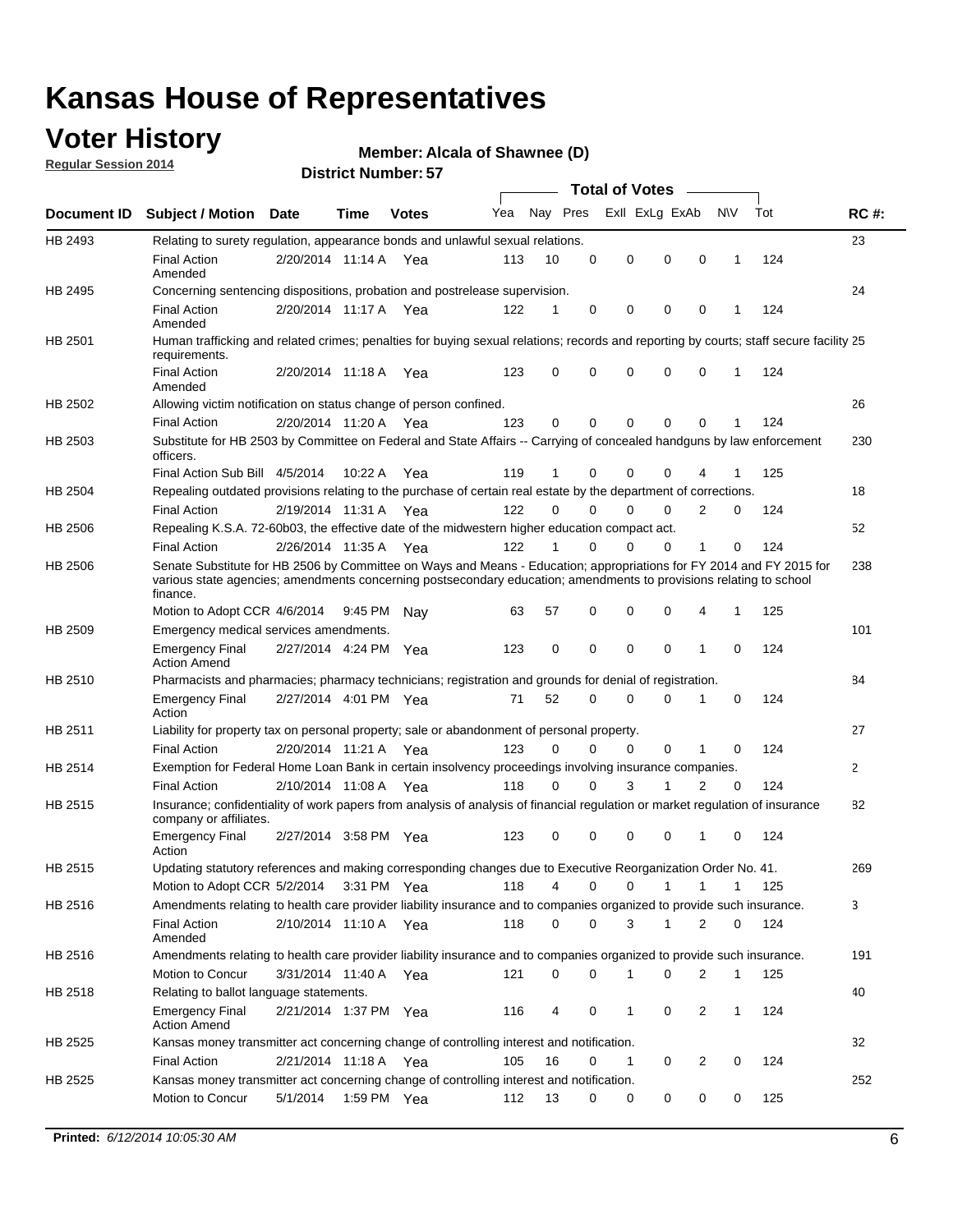# Kansas House of Representatives

## Voter History

**Regular Session 2014**

**Member: Alcala of Shawnee (D)**

**District Number: 57**

| Document ID | Subject / Motion | Date | Time | Votes | Yea | Nay | Pres | ExII | ExLg | ExAb | N\V | Tot | RC #: |
|---|---|---|---|---|---|---|---|---|---|---|---|---|---|
| HB 2493 | Relating to surety regulation, appearance bonds and unlawful sexual relations. | | | | | | | | | | | | 23 |
| | Final Action Amended | 2/20/2014 | 11:14 A | Yea | 113 | 10 | 0 | 0 | 0 | 0 | 1 | 124 | |
| HB 2495 | Concerning sentencing dispositions, probation and postrelease supervision. | | | | | | | | | | | | 24 |
| | Final Action Amended | 2/20/2014 | 11:17 A | Yea | 122 | 1 | 0 | 0 | 0 | 0 | 1 | 124 | |
| HB 2501 | Human trafficking and related crimes; penalties for buying sexual relations; records and reporting by courts; staff secure facility requirements. | | | | | | | | | | | | 25 |
| | Final Action Amended | 2/20/2014 | 11:18 A | Yea | 123 | 0 | 0 | 0 | 0 | 0 | 1 | 124 | |
| HB 2502 | Allowing victim notification on status change of person confined. | | | | | | | | | | | | 26 |
| | Final Action | 2/20/2014 | 11:20 A | Yea | 123 | 0 | 0 | 0 | 0 | 0 | 1 | 124 | |
| HB 2503 | Substitute for HB 2503 by Committee on Federal and State Affairs -- Carrying of concealed handguns by law enforcement officers. | | | | | | | | | | | | 230 |
| | Final Action Sub Bill | 4/5/2014 | 10:22 A | Yea | 119 | 1 | 0 | 0 | 0 | 4 | 1 | 125 | |
| HB 2504 | Repealing outdated provisions relating to the purchase of certain real estate by the department of corrections. | | | | | | | | | | | | 18 |
| | Final Action | 2/19/2014 | 11:31 A | Yea | 122 | 0 | 0 | 0 | 0 | 2 | 0 | 124 | |
| HB 2506 | Repealing K.S.A. 72-60b03, the effective date of the midwestern higher education compact act. | | | | | | | | | | | | 52 |
| | Final Action | 2/26/2014 | 11:35 A | Yea | 122 | 1 | 0 | 0 | 0 | 1 | 0 | 124 | |
| HB 2506 | Senate Substitute for HB 2506 by Committee on Ways and Means - Education; appropriations for FY 2014 and FY 2015 for various state agencies; amendments concerning postsecondary education; amendments to provisions relating to school finance. | | | | | | | | | | | | 238 |
| | Motion to Adopt CCR | 4/6/2014 | 9:45 PM | Nay | 63 | 57 | 0 | 0 | 0 | 4 | 1 | 125 | |
| HB 2509 | Emergency medical services amendments. | | | | | | | | | | | | 101 |
| | Emergency Final Action Amend | 2/27/2014 | 4:24 PM | Yea | 123 | 0 | 0 | 0 | 0 | 1 | 0 | 124 | |
| HB 2510 | Pharmacists and pharmacies; pharmacy technicians; registration and grounds for denial of registration. | | | | | | | | | | | | 84 |
| | Emergency Final Action | 2/27/2014 | 4:01 PM | Yea | 71 | 52 | 0 | 0 | 0 | 1 | 0 | 124 | |
| HB 2511 | Liability for property tax on personal property; sale or abandonment of personal property. | | | | | | | | | | | | 27 |
| | Final Action | 2/20/2014 | 11:21 A | Yea | 123 | 0 | 0 | 0 | 0 | 1 | 0 | 124 | |
| HB 2514 | Exemption for Federal Home Loan Bank in certain insolvency proceedings involving insurance companies. | | | | | | | | | | | | 2 |
| | Final Action | 2/10/2014 | 11:08 A | Yea | 118 | 0 | 0 | 3 | 1 | 2 | 0 | 124 | |
| HB 2515 | Insurance; confidentiality of work papers from analysis of analysis of financial regulation or market regulation of insurance company or affiliates. | | | | | | | | | | | | 82 |
| | Emergency Final Action | 2/27/2014 | 3:58 PM | Yea | 123 | 0 | 0 | 0 | 0 | 1 | 0 | 124 | |
| HB 2515 | Updating statutory references and making corresponding changes due to Executive Reorganization Order No. 41. | | | | | | | | | | | | 269 |
| | Motion to Adopt CCR | 5/2/2014 | 3:31 PM | Yea | 118 | 4 | 0 | 0 | 1 | 1 | 1 | 125 | |
| HB 2516 | Amendments relating to health care provider liability insurance and to companies organized to provide such insurance. | | | | | | | | | | | | 3 |
| | Final Action Amended | 2/10/2014 | 11:10 A | Yea | 118 | 0 | 0 | 3 | 1 | 2 | 0 | 124 | |
| HB 2516 | Amendments relating to health care provider liability insurance and to companies organized to provide such insurance. | | | | | | | | | | | | 191 |
| | Motion to Concur | 3/31/2014 | 11:40 A | Yea | 121 | 0 | 0 | 1 | 0 | 2 | 1 | 125 | |
| HB 2518 | Relating to ballot language statements. | | | | | | | | | | | | 40 |
| | Emergency Final Action Amend | 2/21/2014 | 1:37 PM | Yea | 116 | 4 | 0 | 1 | 0 | 2 | 1 | 124 | |
| HB 2525 | Kansas money transmitter act concerning change of controlling interest and notification. | | | | | | | | | | | | 32 |
| | Final Action | 2/21/2014 | 11:18 A | Yea | 105 | 16 | 0 | 1 | 0 | 2 | 0 | 124 | |
| HB 2525 | Kansas money transmitter act concerning change of controlling interest and notification. | | | | | | | | | | | | 252 |
| | Motion to Concur | 5/1/2014 | 1:59 PM | Yea | 112 | 13 | 0 | 0 | 0 | 0 | 0 | 125 | |

**Printed:** *6/12/2014 10:05:30 AM*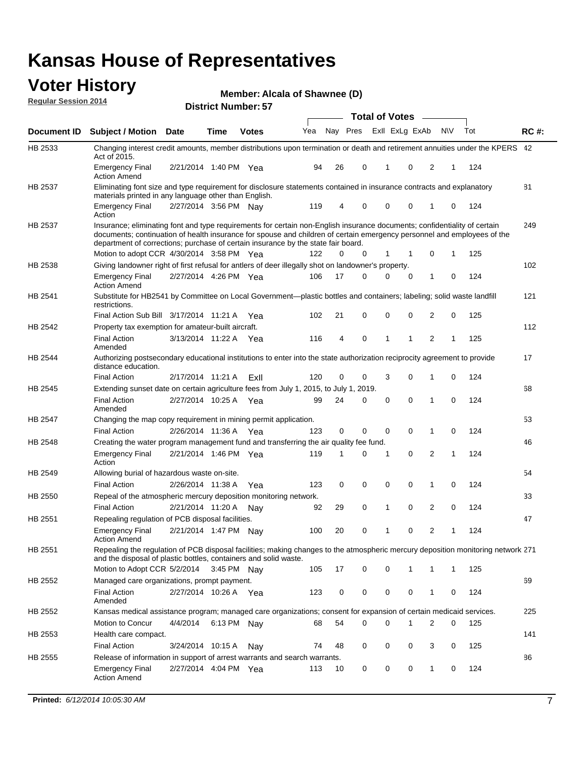# Kansas House of Representatives

## Voter History

**Regular Session 2014**

**Member: Alcala of Shawnee (D)**

**District Number: 57**

| Document ID | Subject / Motion | Date | Time | Votes | Yea | Nay | Pres | ExII | ExLg | ExAb | N\V | Tot | RC #: |
|---|---|---|---|---|---|---|---|---|---|---|---|---|---|
| HB 2533 | Changing interest credit amounts, member distributions upon termination or death and retirement annuities under the KPERS Act of 2015. | | | | | | | | | | | | 42 |
| | Emergency Final Action Amend | 2/21/2014 | 1:40 PM | Yea | 94 | 26 | 0 | 1 | 0 | 2 | 1 | 124 | |
| HB 2537 | Eliminating font size and type requirement for disclosure statements contained in insurance contracts and explanatory materials printed in any language other than English. | | | | | | | | | | | | 81 |
| | Emergency Final Action | 2/27/2014 | 3:56 PM | Nay | 119 | 4 | 0 | 0 | 0 | 1 | 0 | 124 | |
| HB 2537 | Insurance; eliminating font and type requirements for certain non-English insurance documents; confidentiality of certain documents; continuation of health insurance for spouse and children of certain emergency personnel and employees of the department of corrections; purchase of certain insurance by the state fair board. | | | | | | | | | | | | 249 |
| | Motion to adopt CCR | 4/30/2014 | 3:58 PM | Yea | 122 | 0 | 0 | 1 | 1 | 0 | 1 | 125 | |
| HB 2538 | Giving landowner right of first refusal for antlers of deer illegally shot on landowner's property. | | | | | | | | | | | | 102 |
| | Emergency Final Action Amend | 2/27/2014 | 4:26 PM | Yea | 106 | 17 | 0 | 0 | 0 | 1 | 0 | 124 | |
| HB 2541 | Substitute for HB2541 by Committee on Local Government—plastic bottles and containers; labeling; solid waste landfill restrictions. | | | | | | | | | | | | 121 |
| | Final Action Sub Bill | 3/17/2014 | 11:21 A | Yea | 102 | 21 | 0 | 0 | 0 | 2 | 0 | 125 | |
| HB 2542 | Property tax exemption for amateur-built aircraft. | | | | | | | | | | | | 112 |
| | Final Action Amended | 3/13/2014 | 11:22 A | Yea | 116 | 4 | 0 | 1 | 1 | 2 | 1 | 125 | |
| HB 2544 | Authorizing postsecondary educational institutions to enter into the state authorization reciprocity agreement to provide distance education. | | | | | | | | | | | | 17 |
| | Final Action | 2/17/2014 | 11:21 A | ExII | 120 | 0 | 0 | 3 | 0 | 1 | 0 | 124 | |
| HB 2545 | Extending sunset date on certain agriculture fees from July 1, 2015, to July 1, 2019. | | | | | | | | | | | | 68 |
| | Final Action Amended | 2/27/2014 | 10:25 A | Yea | 99 | 24 | 0 | 0 | 0 | 1 | 0 | 124 | |
| HB 2547 | Changing the map copy requirement in mining permit application. | | | | | | | | | | | | 53 |
| | Final Action | 2/26/2014 | 11:36 A | Yea | 123 | 0 | 0 | 0 | 0 | 1 | 0 | 124 | |
| HB 2548 | Creating the water program management fund and transferring the air quality fee fund. | | | | | | | | | | | | 46 |
| | Emergency Final Action | 2/21/2014 | 1:46 PM | Yea | 119 | 1 | 0 | 1 | 0 | 2 | 1 | 124 | |
| HB 2549 | Allowing burial of hazardous waste on-site. | | | | | | | | | | | | 54 |
| | Final Action | 2/26/2014 | 11:38 A | Yea | 123 | 0 | 0 | 0 | 0 | 1 | 0 | 124 | |
| HB 2550 | Repeal of the atmospheric mercury deposition monitoring network. | | | | | | | | | | | | 33 |
| | Final Action | 2/21/2014 | 11:20 A | Nay | 92 | 29 | 0 | 1 | 0 | 2 | 0 | 124 | |
| HB 2551 | Repealing regulation of PCB disposal facilities. | | | | | | | | | | | | 47 |
| | Emergency Final Action Amend | 2/21/2014 | 1:47 PM | Nay | 100 | 20 | 0 | 1 | 0 | 2 | 1 | 124 | |
| HB 2551 | Repealing the regulation of PCB disposal facilities; making changes to the atmospheric mercury deposition monitoring network and the disposal of plastic bottles, containers and solid waste. | | | | | | | | | | | | 271 |
| | Motion to Adopt CCR | 5/2/2014 | 3:45 PM | Nay | 105 | 17 | 0 | 0 | 1 | 1 | 1 | 125 | |
| HB 2552 | Managed care organizations, prompt payment. | | | | | | | | | | | | 69 |
| | Final Action Amended | 2/27/2014 | 10:26 A | Yea | 123 | 0 | 0 | 0 | 0 | 1 | 0 | 124 | |
| HB 2552 | Kansas medical assistance program; managed care organizations; consent for expansion of certain medicaid services. | | | | | | | | | | | | 225 |
| | Motion to Concur | 4/4/2014 | 6:13 PM | Nay | 68 | 54 | 0 | 0 | 1 | 2 | 0 | 125 | |
| HB 2553 | Health care compact. | | | | | | | | | | | | 141 |
| | Final Action | 3/24/2014 | 10:15 A | Nay | 74 | 48 | 0 | 0 | 0 | 3 | 0 | 125 | |
| HB 2555 | Release of information in support of arrest warrants and search warrants. | | | | | | | | | | | | 86 |
| | Emergency Final Action Amend | 2/27/2014 | 4:04 PM | Yea | 113 | 10 | 0 | 0 | 0 | 1 | 0 | 124 | |

**Printed:** *6/12/2014 10:05:30 AM*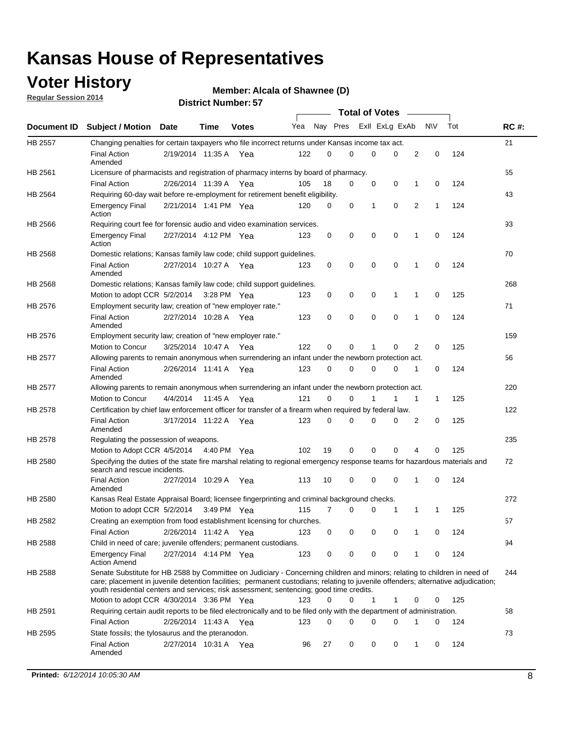# Kansas House of Representatives

## Voter History

**Regular Session 2014**

**Member: Alcala of Shawnee (D)**

**District Number: 57**

| Document ID | Subject / Motion | Date | Time | Votes | Yea | Nay | Pres | ExII | ExLg | ExAb | N\V | Tot | RC #: |
|---|---|---|---|---|---|---|---|---|---|---|---|---|---|
| HB 2557 | Changing penalties for certain taxpayers who file incorrect returns under Kansas income tax act. | | | | | | | | | | | | 21 |
| | Final Action Amended | 2/19/2014 | 11:35 A | Yea | 122 | 0 | 0 | 0 | 0 | 2 | 0 | 124 | |
| HB 2561 | Licensure of pharmacists and registration of pharmacy interns by board of pharmacy. | | | | | | | | | | | | 55 |
| | Final Action | 2/26/2014 | 11:39 A | Yea | 105 | 18 | 0 | 0 | 0 | 1 | 0 | 124 | |
| HB 2564 | Requiring 60-day wait before re-employment for retirement benefit eligibility. | | | | | | | | | | | | 43 |
| | Emergency Final Action | 2/21/2014 | 1:41 PM | Yea | 120 | 0 | 0 | 1 | 0 | 2 | 1 | 124 | |
| HB 2566 | Requiring court fee for forensic audio and video examination services. | | | | | | | | | | | | 93 |
| | Emergency Final Action | 2/27/2014 | 4:12 PM | Yea | 123 | 0 | 0 | 0 | 0 | 1 | 0 | 124 | |
| HB 2568 | Domestic relations; Kansas family law code; child support guidelines. | | | | | | | | | | | | 70 |
| | Final Action Amended | 2/27/2014 | 10:27 A | Yea | 123 | 0 | 0 | 0 | 0 | 1 | 0 | 124 | |
| HB 2568 | Domestic relations; Kansas family law code; child support guidelines. | | | | | | | | | | | | 268 |
| | Motion to adopt CCR | 5/2/2014 | 3:28 PM | Yea | 123 | 0 | 0 | 0 | 1 | 1 | 0 | 125 | |
| HB 2576 | Employment security law; creation of "new employer rate." | | | | | | | | | | | | 71 |
| | Final Action Amended | 2/27/2014 | 10:28 A | Yea | 123 | 0 | 0 | 0 | 0 | 1 | 0 | 124 | |
| HB 2576 | Employment security law; creation of "new employer rate." | | | | | | | | | | | | 159 |
| | Motion to Concur | 3/25/2014 | 10:47 A | Yea | 122 | 0 | 0 | 1 | 0 | 2 | 0 | 125 | |
| HB 2577 | Allowing parents to remain anonymous when surrendering an infant under the newborn protection act. | | | | | | | | | | | | 56 |
| | Final Action Amended | 2/26/2014 | 11:41 A | Yea | 123 | 0 | 0 | 0 | 0 | 1 | 0 | 124 | |
| HB 2577 | Allowing parents to remain anonymous when surrendering an infant under the newborn protection act. | | | | | | | | | | | | 220 |
| | Motion to Concur | 4/4/2014 | 11:45 A | Yea | 121 | 0 | 0 | 1 | 1 | 1 | 1 | 125 | |
| HB 2578 | Certification by chief law enforcement officer for transfer of a firearm when required by federal law. | | | | | | | | | | | | 122 |
| | Final Action Amended | 3/17/2014 | 11:22 A | Yea | 123 | 0 | 0 | 0 | 0 | 2 | 0 | 125 | |
| HB 2578 | Regulating the possession of weapons. | | | | | | | | | | | | 235 |
| | Motion to Adopt CCR | 4/5/2014 | 4:40 PM | Yea | 102 | 19 | 0 | 0 | 0 | 4 | 0 | 125 | |
| HB 2580 | Specifying the duties of the state fire marshal relating to regional emergency response teams for hazardous materials and search and rescue incidents. | | | | | | | | | | | | 72 |
| | Final Action Amended | 2/27/2014 | 10:29 A | Yea | 113 | 10 | 0 | 0 | 0 | 1 | 0 | 124 | |
| HB 2580 | Kansas Real Estate Appraisal Board; licensee fingerprinting and criminal background checks. | | | | | | | | | | | | 272 |
| | Motion to adopt CCR | 5/2/2014 | 3:49 PM | Yea | 115 | 7 | 0 | 0 | 1 | 1 | 1 | 125 | |
| HB 2582 | Creating an exemption from food establishment licensing for churches. | | | | | | | | | | | | 57 |
| | Final Action | 2/26/2014 | 11:42 A | Yea | 123 | 0 | 0 | 0 | 0 | 1 | 0 | 124 | |
| HB 2588 | Child in need of care; juvenile offenders; permanent custodians. | | | | | | | | | | | | 94 |
| | Emergency Final Action Amend | 2/27/2014 | 4:14 PM | Yea | 123 | 0 | 0 | 0 | 0 | 1 | 0 | 124 | |
| HB 2588 | Senate Substitute for HB 2588 by Committee on Judiciary - Concerning children and minors; relating to children in need of care; placement in juvenile detention facilities; permanent custodians; relating to juvenile offenders; alternative adjudication; youth residential centers and services; risk assessment; sentencing; good time credits. | | | | | | | | | | | | 244 |
| | Motion to adopt CCR | 4/30/2014 | 3:36 PM | Yea | 123 | 0 | 0 | 1 | 1 | 0 | 0 | 125 | |
| HB 2591 | Requiring certain audit reports to be filed electronically and to be filed only with the department of administration. | | | | | | | | | | | | 58 |
| | Final Action | 2/26/2014 | 11:43 A | Yea | 123 | 0 | 0 | 0 | 0 | 1 | 0 | 124 | |
| HB 2595 | State fossils; the tylosaurus and the pteranodon. | | | | | | | | | | | | 73 |
| | Final Action Amended | 2/27/2014 | 10:31 A | Yea | 96 | 27 | 0 | 0 | 0 | 1 | 0 | 124 | |

**Printed:** *6/12/2014 10:05:30 AM*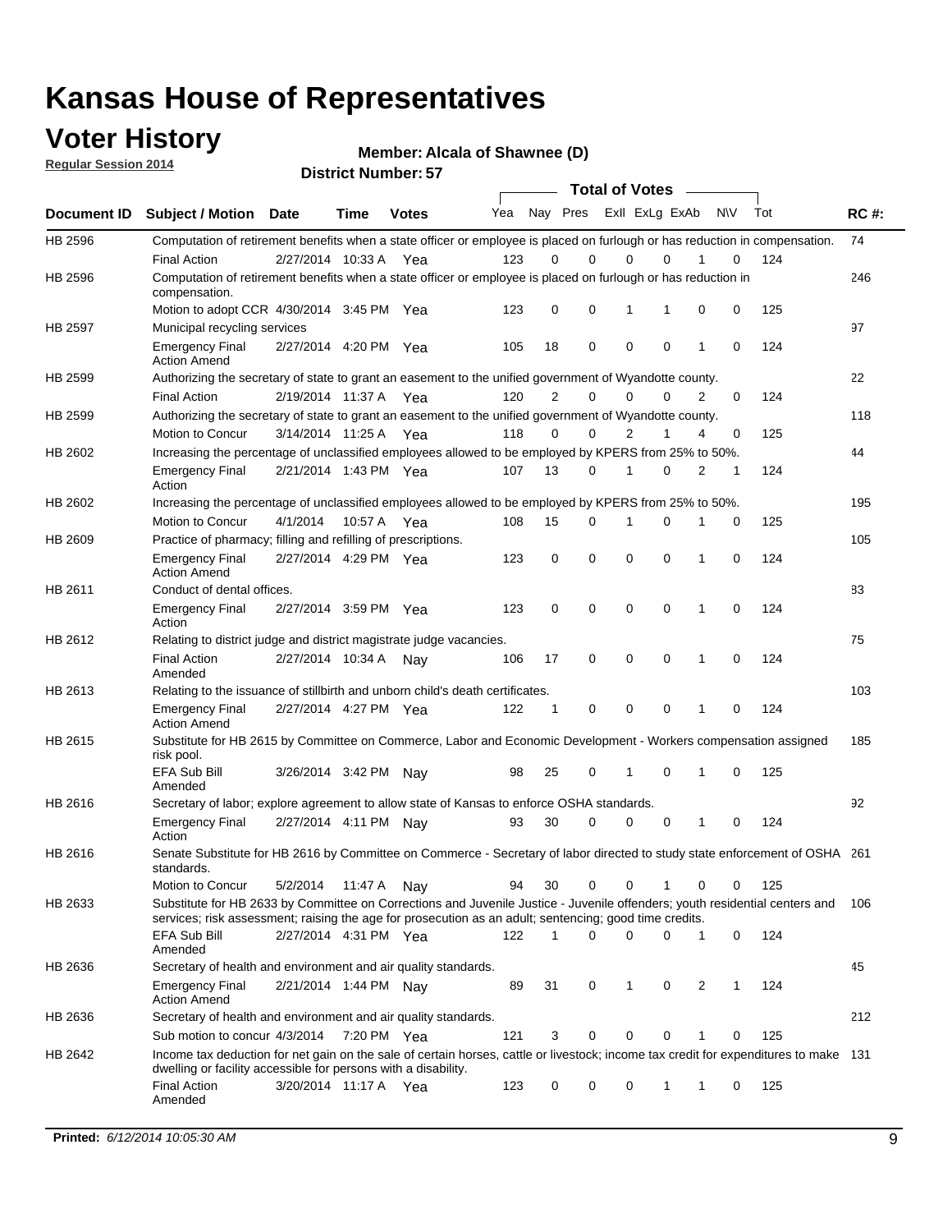# Kansas House of Representatives

## Voter History

**Regular Session 2014**

**Member: Alcala of Shawnee (D)**

**District Number: 57**

| Document ID | Subject / Motion | Date | Time | Votes | Yea | Nay | Pres | ExII | ExLg | ExAb | N\V | Tot | RC #: |
|---|---|---|---|---|---|---|---|---|---|---|---|---|---|
| HB 2596 | Computation of retirement benefits when a state officer or employee is placed on furlough or has reduction in compensation. | | | | | | | | | | | | 74 |
| | Final Action | 2/27/2014 | 10:33 A | Yea | 123 | 0 | 0 | 0 | 0 | 1 | 0 | 124 | |
| HB 2596 | Computation of retirement benefits when a state officer or employee is placed on furlough or has reduction in compensation. | | | | | | | | | | | | 246 |
| | Motion to adopt CCR | 4/30/2014 | 3:45 PM | Yea | 123 | 0 | 0 | 1 | 1 | 0 | 0 | 125 | |
| HB 2597 | Municipal recycling services | | | | | | | | | | | | 97 |
| | Emergency Final Action Amend | 2/27/2014 | 4:20 PM | Yea | 105 | 18 | 0 | 0 | 0 | 1 | 0 | 124 | |
| HB 2599 | Authorizing the secretary of state to grant an easement to the unified government of Wyandotte county. | | | | | | | | | | | | 22 |
| | Final Action | 2/19/2014 | 11:37 A | Yea | 120 | 2 | 0 | 0 | 0 | 2 | 0 | 124 | |
| HB 2599 | Authorizing the secretary of state to grant an easement to the unified government of Wyandotte county. | | | | | | | | | | | | 118 |
| | Motion to Concur | 3/14/2014 | 11:25 A | Yea | 118 | 0 | 0 | 2 | 1 | 4 | 0 | 125 | |
| HB 2602 | Increasing the percentage of unclassified employees allowed to be employed by KPERS from 25% to 50%. | | | | | | | | | | | | 44 |
| | Emergency Final Action | 2/21/2014 | 1:43 PM | Yea | 107 | 13 | 0 | 1 | 0 | 2 | 1 | 124 | |
| HB 2602 | Increasing the percentage of unclassified employees allowed to be employed by KPERS from 25% to 50%. | | | | | | | | | | | | 195 |
| | Motion to Concur | 4/1/2014 | 10:57 A | Yea | 108 | 15 | 0 | 1 | 0 | 1 | 0 | 125 | |
| HB 2609 | Practice of pharmacy; filling and refilling of prescriptions. | | | | | | | | | | | | 105 |
| | Emergency Final Action Amend | 2/27/2014 | 4:29 PM | Yea | 123 | 0 | 0 | 0 | 0 | 1 | 0 | 124 | |
| HB 2611 | Conduct of dental offices. | | | | | | | | | | | | 83 |
| | Emergency Final Action | 2/27/2014 | 3:59 PM | Yea | 123 | 0 | 0 | 0 | 0 | 1 | 0 | 124 | |
| HB 2612 | Relating to district judge and district magistrate judge vacancies. | | | | | | | | | | | | 75 |
| | Final Action Amended | 2/27/2014 | 10:34 A | Nay | 106 | 17 | 0 | 0 | 0 | 1 | 0 | 124 | |
| HB 2613 | Relating to the issuance of stillbirth and unborn child's death certificates. | | | | | | | | | | | | 103 |
| | Emergency Final Action Amend | 2/27/2014 | 4:27 PM | Yea | 122 | 1 | 0 | 0 | 0 | 1 | 0 | 124 | |
| HB 2615 | Substitute for HB 2615 by Committee on Commerce, Labor and Economic Development - Workers compensation assigned risk pool. | | | | | | | | | | | | 185 |
| | EFA Sub Bill Amended | 3/26/2014 | 3:42 PM | Nay | 98 | 25 | 0 | 1 | 0 | 1 | 0 | 125 | |
| HB 2616 | Secretary of labor; explore agreement to allow state of Kansas to enforce OSHA standards. | | | | | | | | | | | | 92 |
| | Emergency Final Action | 2/27/2014 | 4:11 PM | Nay | 93 | 30 | 0 | 0 | 0 | 1 | 0 | 124 | |
| HB 2616 | Senate Substitute for HB 2616 by Committee on Commerce - Secretary of labor directed to study state enforcement of OSHA standards. | | | | | | | | | | | | 261 |
| | Motion to Concur | 5/2/2014 | 11:47 A | Nay | 94 | 30 | 0 | 0 | 1 | 0 | 0 | 125 | |
| HB 2633 | Substitute for HB 2633 by Committee on Corrections and Juvenile Justice - Juvenile offenders; youth residential centers and services; risk assessment; raising the age for prosecution as an adult; sentencing; good time credits. | | | | | | | | | | | | 106 |
| | EFA Sub Bill Amended | 2/27/2014 | 4:31 PM | Yea | 122 | 1 | 0 | 0 | 0 | 1 | 0 | 124 | |
| HB 2636 | Secretary of health and environment and air quality standards. | | | | | | | | | | | | 45 |
| | Emergency Final Action Amend | 2/21/2014 | 1:44 PM | Nay | 89 | 31 | 0 | 1 | 0 | 2 | 1 | 124 | |
| HB 2636 | Secretary of health and environment and air quality standards. | | | | | | | | | | | | 212 |
| | Sub motion to concur | 4/3/2014 | 7:20 PM | Yea | 121 | 3 | 0 | 0 | 0 | 1 | 0 | 125 | |
| HB 2642 | Income tax deduction for net gain on the sale of certain horses, cattle or livestock; income tax credit for expenditures to make dwelling or facility accessible for persons with a disability. | | | | | | | | | | | | 131 |
| | Final Action Amended | 3/20/2014 | 11:17 A | Yea | 123 | 0 | 0 | 0 | 1 | 1 | 0 | 125 | |

**Printed:** *6/12/2014 10:05:30 AM*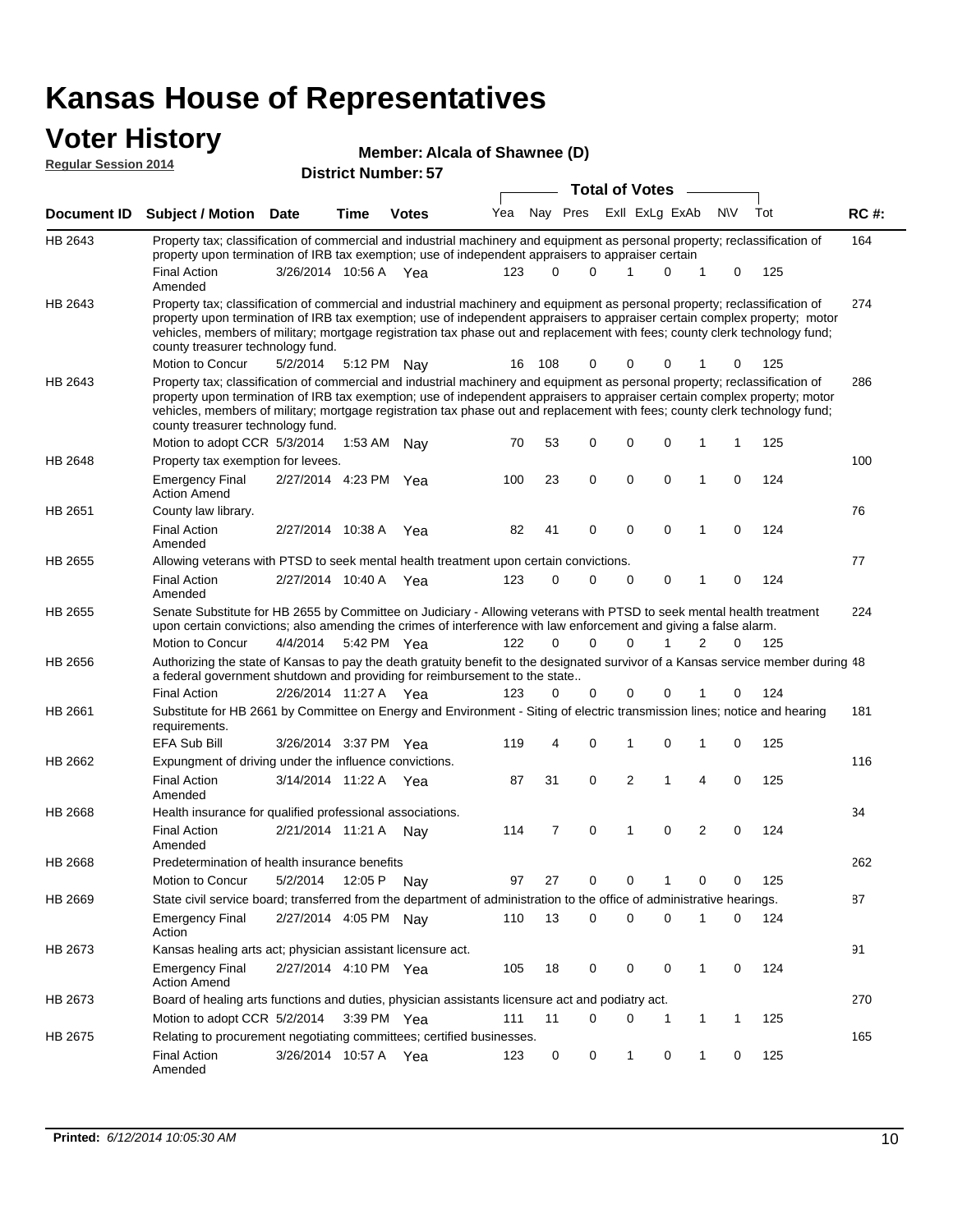# Kansas House of Representatives

## Voter History

**Regular Session 2014**

**Member: Alcala of Shawnee (D)**

**District Number: 57**

| Document ID | Subject / Motion | Date | Time | Votes | Yea | Nay | Pres | ExII | ExLg | ExAb | N\V | Tot | RC #: |
|---|---|---|---|---|---|---|---|---|---|---|---|---|---|
| HB 2643 | Property tax; classification of commercial and industrial machinery and equipment as personal property; reclassification of property upon termination of IRB tax exemption; use of independent appraisers to appraiser certain | | | | | | | | | | | | 164 |
| | Final Action Amended | 3/26/2014 | 10:56 A | Yea | 123 | 0 | 0 | 1 | 0 | 1 | 0 | 125 | |
| HB 2643 | Property tax; classification of commercial and industrial machinery and equipment as personal property; reclassification of property upon termination of IRB tax exemption; use of independent appraisers to appraiser certain complex property; motor vehicles, members of military; mortgage registration tax phase out and replacement with fees; county clerk technology fund; county treasurer technology fund. | | | | | | | | | | | | 274 |
| | Motion to Concur | 5/2/2014 | 5:12 PM | Nay | 16 | 108 | 0 | 0 | 0 | 1 | 0 | 125 | |
| HB 2643 | Property tax; classification of commercial and industrial machinery and equipment as personal property; reclassification of property upon termination of IRB tax exemption; use of independent appraisers to appraiser certain complex property; motor vehicles, members of military; mortgage registration tax phase out and replacement with fees; county clerk technology fund; county treasurer technology fund. | | | | | | | | | | | | 286 |
| | Motion to adopt CCR | 5/3/2014 | 1:53 AM | Nay | 70 | 53 | 0 | 0 | 0 | 1 | 1 | 125 | |
| HB 2648 | Property tax exemption for levees. | | | | | | | | | | | | 100 |
| | Emergency Final Action Amend | 2/27/2014 | 4:23 PM | Yea | 100 | 23 | 0 | 0 | 0 | 1 | 0 | 124 | |
| HB 2651 | County law library. | | | | | | | | | | | | 76 |
| | Final Action Amended | 2/27/2014 | 10:38 A | Yea | 82 | 41 | 0 | 0 | 0 | 1 | 0 | 124 | |
| HB 2655 | Allowing veterans with PTSD to seek mental health treatment upon certain convictions. | | | | | | | | | | | | 77 |
| | Final Action Amended | 2/27/2014 | 10:40 A | Yea | 123 | 0 | 0 | 0 | 0 | 1 | 0 | 124 | |
| HB 2655 | Senate Substitute for HB 2655 by Committee on Judiciary - Allowing veterans with PTSD to seek mental health treatment upon certain convictions; also amending the crimes of interference with law enforcement and giving a false alarm. | | | | | | | | | | | | 224 |
| | Motion to Concur | 4/4/2014 | 5:42 PM | Yea | 122 | 0 | 0 | 0 | 1 | 2 | 0 | 125 | |
| HB 2656 | Authorizing the state of Kansas to pay the death gratuity benefit to the designated survivor of a Kansas service member during a federal government shutdown and providing for reimbursement to the state.. | | | | | | | | | | | | 48 |
| | Final Action | 2/26/2014 | 11:27 A | Yea | 123 | 0 | 0 | 0 | 0 | 1 | 0 | 124 | |
| HB 2661 | Substitute for HB 2661 by Committee on Energy and Environment - Siting of electric transmission lines; notice and hearing requirements. | | | | | | | | | | | | 181 |
| | EFA Sub Bill | 3/26/2014 | 3:37 PM | Yea | 119 | 4 | 0 | 1 | 0 | 1 | 0 | 125 | |
| HB 2662 | Expungment of driving under the influence convictions. | | | | | | | | | | | | 116 |
| | Final Action Amended | 3/14/2014 | 11:22 A | Yea | 87 | 31 | 0 | 2 | 1 | 4 | 0 | 125 | |
| HB 2668 | Health insurance for qualified professional associations. | | | | | | | | | | | | 34 |
| | Final Action Amended | 2/21/2014 | 11:21 A | Nay | 114 | 7 | 0 | 1 | 0 | 2 | 0 | 124 | |
| HB 2668 | Predetermination of health insurance benefits | | | | | | | | | | | | 262 |
| | Motion to Concur | 5/2/2014 | 12:05 P | Nay | 97 | 27 | 0 | 0 | 1 | 0 | 0 | 125 | |
| HB 2669 | State civil service board; transferred from the department of administration to the office of administrative hearings. | | | | | | | | | | | | 87 |
| | Emergency Final Action | 2/27/2014 | 4:05 PM | Nay | 110 | 13 | 0 | 0 | 0 | 1 | 0 | 124 | |
| HB 2673 | Kansas healing arts act; physician assistant licensure act. | | | | | | | | | | | | 91 |
| | Emergency Final Action Amend | 2/27/2014 | 4:10 PM | Yea | 105 | 18 | 0 | 0 | 0 | 1 | 0 | 124 | |
| HB 2673 | Board of healing arts functions and duties, physician assistants licensure act and podiatry act. | | | | | | | | | | | | 270 |
| | Motion to adopt CCR | 5/2/2014 | 3:39 PM | Yea | 111 | 11 | 0 | 0 | 1 | 1 | 1 | 125 | |
| HB 2675 | Relating to procurement negotiating committees; certified businesses. | | | | | | | | | | | | 165 |
| | Final Action Amended | 3/26/2014 | 10:57 A | Yea | 123 | 0 | 0 | 1 | 0 | 1 | 0 | 125 | |

**Printed:** *6/12/2014 10:05:30 AM*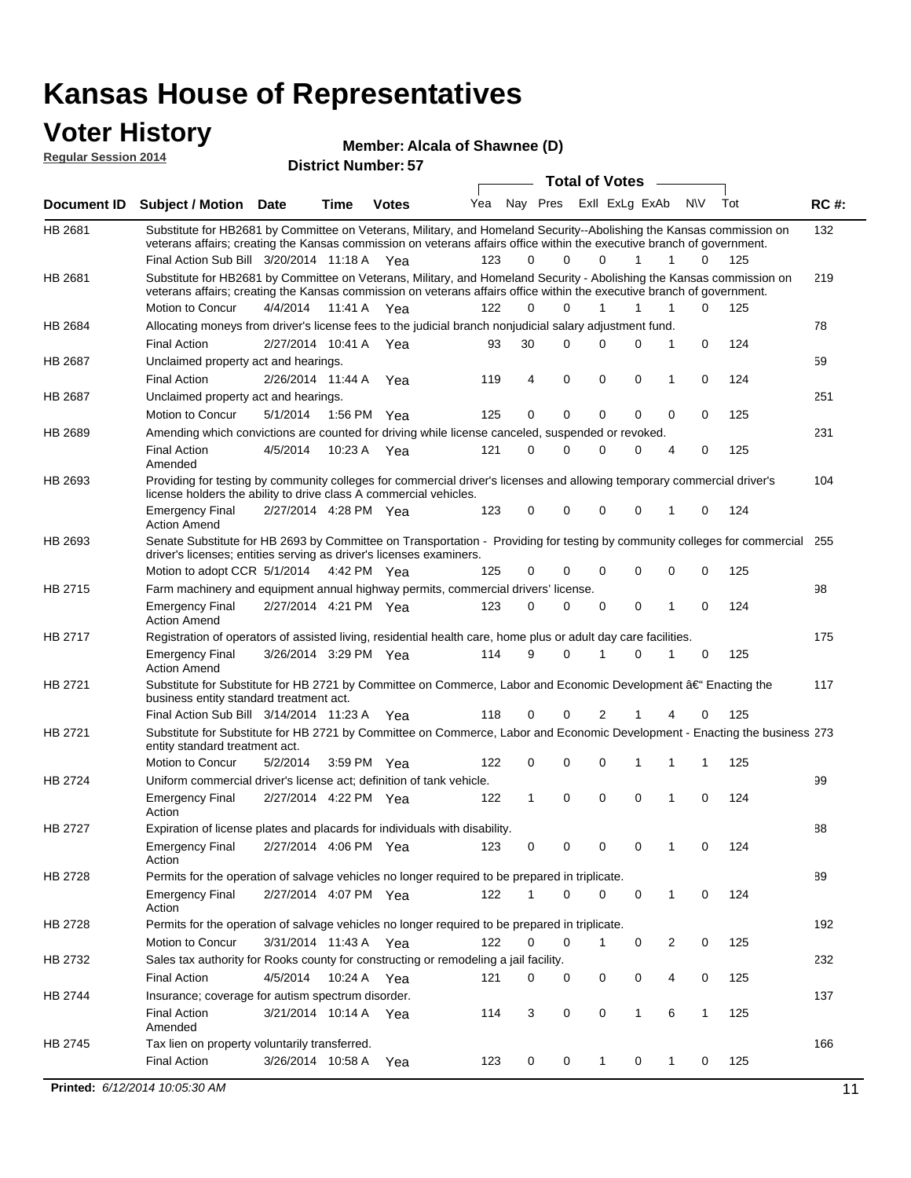# Kansas House of Representatives

## Voter History

**Regular Session 2014**

**Member: Alcala of Shawnee (D)**

**District Number: 57**

| Document ID | Subject / Motion | Date | Time | Votes | Yea | Nay | Pres | ExII | ExLg | ExAb | N\V | Tot | RC #: |
|---|---|---|---|---|---|---|---|---|---|---|---|---|---|
| HB 2681 | Substitute for HB2681 by Committee on Veterans, Military, and Homeland Security--Abolishing the Kansas commission on veterans affairs; creating the Kansas commission on veterans affairs office within the executive branch of government. | | | | | | | | | | | | 132 |
| | Final Action Sub Bill | 3/20/2014 | 11:18 A | Yea | 123 | 0 | 0 | 0 | 1 | 1 | 0 | 125 | |
| HB 2681 | Substitute for HB2681 by Committee on Veterans, Military, and Homeland Security - Abolishing the Kansas commission on veterans affairs; creating the Kansas commission on veterans affairs office within the executive branch of government. | | | | | | | | | | | | 219 |
| | Motion to Concur | 4/4/2014 | 11:41 A | Yea | 122 | 0 | 0 | 1 | 1 | 1 | 0 | 125 | |
| HB 2684 | Allocating moneys from driver's license fees to the judicial branch nonjudicial salary adjustment fund. | | | | | | | | | | | | 78 |
| | Final Action | 2/27/2014 | 10:41 A | Yea | 93 | 30 | 0 | 0 | 0 | 1 | 0 | 124 | |
| HB 2687 | Unclaimed property act and hearings. | | | | | | | | | | | | 59 |
| | Final Action | 2/26/2014 | 11:44 A | Yea | 119 | 4 | 0 | 0 | 0 | 1 | 0 | 124 | |
| HB 2687 | Unclaimed property act and hearings. | | | | | | | | | | | | 251 |
| | Motion to Concur | 5/1/2014 | 1:56 PM | Yea | 125 | 0 | 0 | 0 | 0 | 0 | 0 | 125 | |
| HB 2689 | Amending which convictions are counted for driving while license canceled, suspended or revoked. | | | | | | | | | | | | 231 |
| | Final Action Amended | 4/5/2014 | 10:23 A | Yea | 121 | 0 | 0 | 0 | 0 | 4 | 0 | 125 | |
| HB 2693 | Providing for testing by community colleges for commercial driver's licenses and allowing temporary commercial driver's license holders the ability to drive class A commercial vehicles. | | | | | | | | | | | | 104 |
| | Emergency Final Action Amend | 2/27/2014 | 4:28 PM | Yea | 123 | 0 | 0 | 0 | 0 | 1 | 0 | 124 | |
| HB 2693 | Senate Substitute for HB 2693 by Committee on Transportation - Providing for testing by community colleges for commercial driver's licenses; entities serving as driver's licenses examiners. | | | | | | | | | | | | 255 |
| | Motion to adopt CCR | 5/1/2014 | 4:42 PM | Yea | 125 | 0 | 0 | 0 | 0 | 0 | 0 | 125 | |
| HB 2715 | Farm machinery and equipment annual highway permits, commercial drivers' license. | | | | | | | | | | | | 98 |
| | Emergency Final Action Amend | 2/27/2014 | 4:21 PM | Yea | 123 | 0 | 0 | 0 | 0 | 1 | 0 | 124 | |
| HB 2717 | Registration of operators of assisted living, residential health care, home plus or adult day care facilities. | | | | | | | | | | | | 175 |
| | Emergency Final Action Amend | 3/26/2014 | 3:29 PM | Yea | 114 | 9 | 0 | 1 | 0 | 1 | 0 | 125 | |
| HB 2721 | Substitute for Substitute for HB 2721 by Committee on Commerce, Labor and Economic Development â€" Enacting the business entity standard treatment act. | | | | | | | | | | | | 117 |
| | Final Action Sub Bill | 3/14/2014 | 11:23 A | Yea | 118 | 0 | 0 | 2 | 1 | 4 | 0 | 125 | |
| HB 2721 | Substitute for Substitute for HB 2721 by Committee on Commerce, Labor and Economic Development - Enacting the business entity standard treatment act. | | | | | | | | | | | | 273 |
| | Motion to Concur | 5/2/2014 | 3:59 PM | Yea | 122 | 0 | 0 | 0 | 1 | 1 | 1 | 125 | |
| HB 2724 | Uniform commercial driver's license act; definition of tank vehicle. | | | | | | | | | | | | 99 |
| | Emergency Final Action | 2/27/2014 | 4:22 PM | Yea | 122 | 1 | 0 | 0 | 0 | 1 | 0 | 124 | |
| HB 2727 | Expiration of license plates and placards for individuals with disability. | | | | | | | | | | | | 88 |
| | Emergency Final Action | 2/27/2014 | 4:06 PM | Yea | 123 | 0 | 0 | 0 | 0 | 1 | 0 | 124 | |
| HB 2728 | Permits for the operation of salvage vehicles no longer required to be prepared in triplicate. | | | | | | | | | | | | 89 |
| | Emergency Final Action | 2/27/2014 | 4:07 PM | Yea | 122 | 1 | 0 | 0 | 0 | 1 | 0 | 124 | |
| HB 2728 | Permits for the operation of salvage vehicles no longer required to be prepared in triplicate. | | | | | | | | | | | | 192 |
| | Motion to Concur | 3/31/2014 | 11:43 A | Yea | 122 | 0 | 0 | 1 | 0 | 2 | 0 | 125 | |
| HB 2732 | Sales tax authority for Rooks county for constructing or remodeling a jail facility. | | | | | | | | | | | | 232 |
| | Final Action | 4/5/2014 | 10:24 A | Yea | 121 | 0 | 0 | 0 | 0 | 4 | 0 | 125 | |
| HB 2744 | Insurance; coverage for autism spectrum disorder. | | | | | | | | | | | | 137 |
| | Final Action Amended | 3/21/2014 | 10:14 A | Yea | 114 | 3 | 0 | 0 | 1 | 6 | 1 | 125 | |
| HB 2745 | Tax lien on property voluntarily transferred. | | | | | | | | | | | | 166 |
| | Final Action | 3/26/2014 | 10:58 A | Yea | 123 | 0 | 0 | 1 | 0 | 1 | 0 | 125 | |

**Printed:** 6/12/2014 10:05:30 AM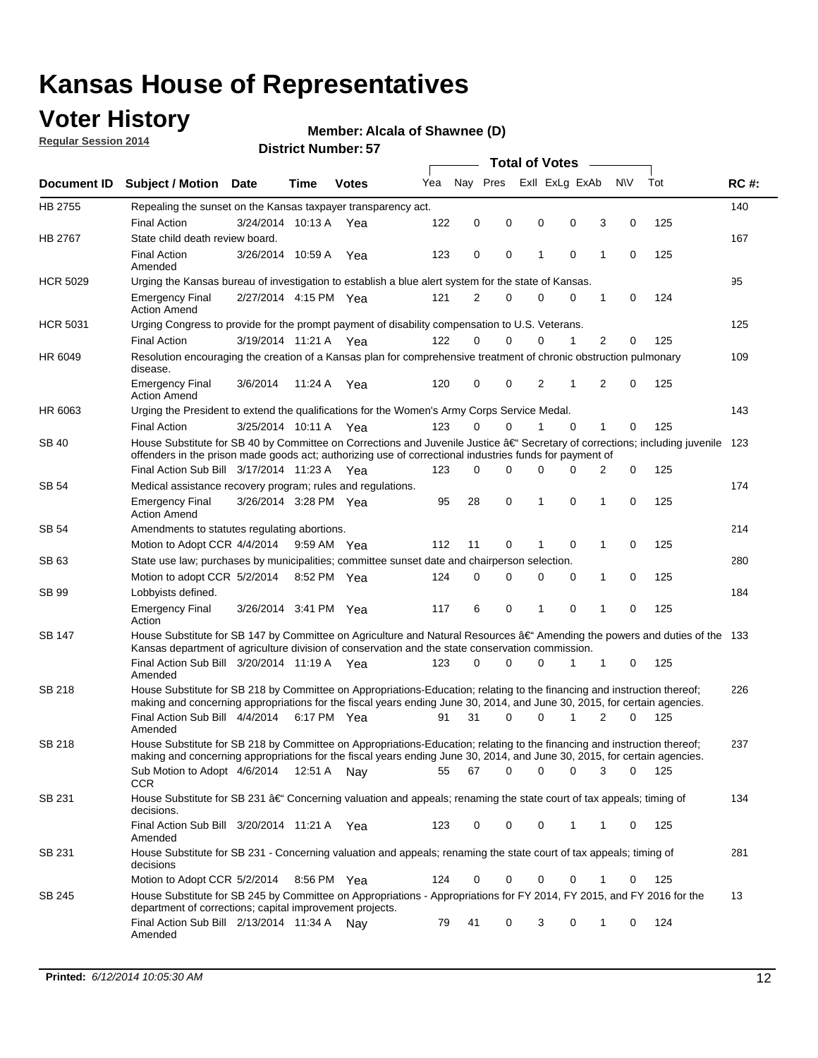# Kansas House of Representatives

## Voter History

**Regular Session 2014**

**Member: Alcala of Shawnee (D)**

**District Number: 57**

| Document ID | Subject / Motion | Date | Time | Votes | Yea | Nay | Pres | ExII | ExLg | ExAb | N\V | Tot | RC #: |
|---|---|---|---|---|---|---|---|---|---|---|---|---|---|
| HB 2755 | Repealing the sunset on the Kansas taxpayer transparency act. | | | | | | | | | | | | 140 |
| | Final Action | 3/24/2014 | 10:13 A | Yea | 122 | 0 | 0 | 0 | 0 | 3 | 0 | 125 | |
| HB 2767 | State child death review board. | | | | | | | | | | | | 167 |
| | Final Action Amended | 3/26/2014 | 10:59 A | Yea | 123 | 0 | 0 | 1 | 0 | 1 | 0 | 125 | |
| HCR 5029 | Urging the Kansas bureau of investigation to establish a blue alert system for the state of Kansas. | | | | | | | | | | | | 95 |
| | Emergency Final Action Amend | 2/27/2014 | 4:15 PM | Yea | 121 | 2 | 0 | 0 | 0 | 1 | 0 | 124 | |
| HCR 5031 | Urging Congress to provide for the prompt payment of disability compensation to U.S. Veterans. | | | | | | | | | | | | 125 |
| | Final Action | 3/19/2014 | 11:21 A | Yea | 122 | 0 | 0 | 0 | 1 | 2 | 0 | 125 | |
| HR 6049 | Resolution encouraging the creation of a Kansas plan for comprehensive treatment of chronic obstruction pulmonary disease. | | | | | | | | | | | | 109 |
| | Emergency Final Action Amend | 3/6/2014 | 11:24 A | Yea | 120 | 0 | 0 | 2 | 1 | 2 | 0 | 125 | |
| HR 6063 | Urging the President to extend the qualifications for the Women's Army Corps Service Medal. | | | | | | | | | | | | 143 |
| | Final Action | 3/25/2014 | 10:11 A | Yea | 123 | 0 | 0 | 1 | 0 | 1 | 0 | 125 | |
| SB 40 | House Substitute for SB 40 by Committee on Corrections and Juvenile Justice â€" Secretary of corrections; including juvenile offenders in the prison made goods act; authorizing use of correctional industries funds for payment of | | | | | | | | | | | | 123 |
| | Final Action Sub Bill | 3/17/2014 | 11:23 A | Yea | 123 | 0 | 0 | 0 | 0 | 2 | 0 | 125 | |
| SB 54 | Medical assistance recovery program; rules and regulations. | | | | | | | | | | | | 174 |
| | Emergency Final Action Amend | 3/26/2014 | 3:28 PM | Yea | 95 | 28 | 0 | 1 | 0 | 1 | 0 | 125 | |
| SB 54 | Amendments to statutes regulating abortions. | | | | | | | | | | | | 214 |
| | Motion to Adopt CCR | 4/4/2014 | 9:59 AM | Yea | 112 | 11 | 0 | 1 | 0 | 1 | 0 | 125 | |
| SB 63 | State use law; purchases by municipalities; committee sunset date and chairperson selection. | | | | | | | | | | | | 280 |
| | Motion to adopt CCR | 5/2/2014 | 8:52 PM | Yea | 124 | 0 | 0 | 0 | 0 | 1 | 0 | 125 | |
| SB 99 | Lobbyists defined. | | | | | | | | | | | | 184 |
| | Emergency Final Action | 3/26/2014 | 3:41 PM | Yea | 117 | 6 | 0 | 1 | 0 | 1 | 0 | 125 | |
| SB 147 | House Substitute for SB 147 by Committee on Agriculture and Natural Resources â€" Amending the powers and duties of the Kansas department of agriculture division of conservation and the state conservation commission. | | | | | | | | | | | | 133 |
| | Final Action Sub Bill Amended | 3/20/2014 | 11:19 A | Yea | 123 | 0 | 0 | 0 | 1 | 1 | 0 | 125 | |
| SB 218 | House Substitute for SB 218 by Committee on Appropriations-Education; relating to the financing and instruction thereof; making and concerning appropriations for the fiscal years ending June 30, 2014, and June 30, 2015, for certain agencies. | | | | | | | | | | | | 226 |
| | Final Action Sub Bill Amended | 4/4/2014 | 6:17 PM | Yea | 91 | 31 | 0 | 0 | 1 | 2 | 0 | 125 | |
| SB 218 | House Substitute for SB 218 by Committee on Appropriations-Education; relating to the financing and instruction thereof; making and concerning appropriations for the fiscal years ending June 30, 2014, and June 30, 2015, for certain agencies. | | | | | | | | | | | | 237 |
| | Sub Motion to Adopt CCR | 4/6/2014 | 12:51 A | Nay | 55 | 67 | 0 | 0 | 0 | 3 | 0 | 125 | |
| SB 231 | House Substitute for SB 231 â€" Concerning valuation and appeals; renaming the state court of tax appeals; timing of decisions. | | | | | | | | | | | | 134 |
| | Final Action Sub Bill Amended | 3/20/2014 | 11:21 A | Yea | 123 | 0 | 0 | 0 | 1 | 1 | 0 | 125 | |
| SB 231 | House Substitute for SB 231 - Concerning valuation and appeals; renaming the state court of tax appeals; timing of decisions | | | | | | | | | | | | 281 |
| | Motion to Adopt CCR | 5/2/2014 | 8:56 PM | Yea | 124 | 0 | 0 | 0 | 0 | 1 | 0 | 125 | |
| SB 245 | House Substitute for SB 245 by Committee on Appropriations - Appropriations for FY 2014, FY 2015, and FY 2016 for the department of corrections; capital improvement projects. | | | | | | | | | | | | 13 |
| | Final Action Sub Bill Amended | 2/13/2014 | 11:34 A | Nay | 79 | 41 | 0 | 3 | 0 | 1 | 0 | 124 | |

**Printed:** *6/12/2014 10:05:30 AM*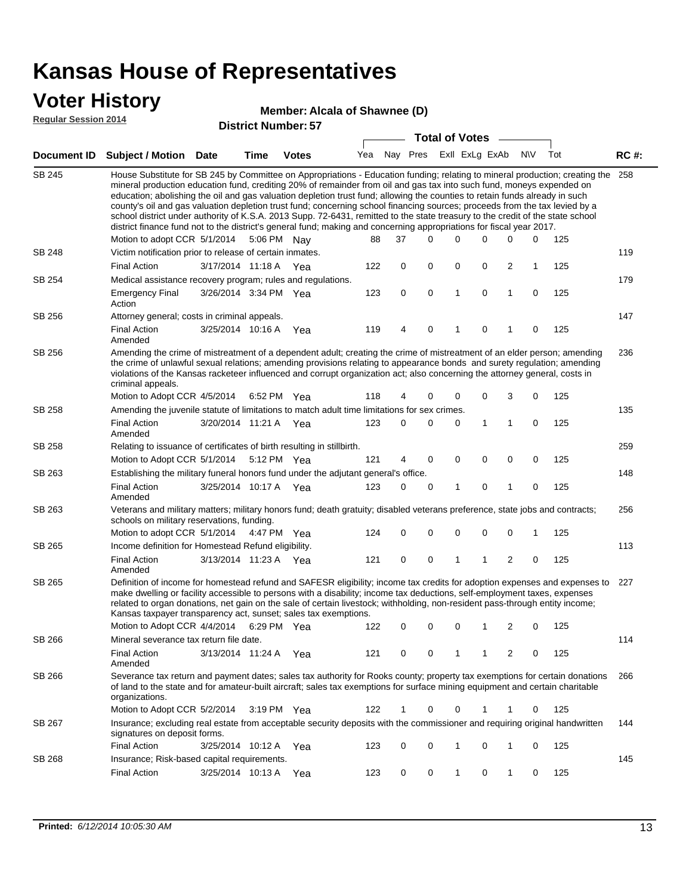# Kansas House of Representatives

## Voter History

**Regular Session 2014**

**Member: Alcala of Shawnee (D)**

**District Number: 57**

| Document ID | Subject / Motion | Date | Time | Votes | Yea | Nay | Pres | ExII | ExLg | ExAb | N\V | Tot | RC #: |
|---|---|---|---|---|---|---|---|---|---|---|---|---|---|
| SB 245 | House Substitute for SB 245 by Committee on Appropriations - Education funding; relating to mineral production; creating the mineral production education fund, crediting 20% of remainder from oil and gas tax into such fund, moneys expended on education; abolishing the oil and gas valuation depletion trust fund; allowing the counties to retain funds already in such county's oil and gas valuation depletion trust fund; concerning school financing sources; proceeds from the tax levied by a school district under authority of K.S.A. 2013 Supp. 72-6431, remitted to the state treasury to the credit of the state school district finance fund not to the district's general fund; making and concerning appropriations for fiscal year 2017. | | | | | | | | | | | | 258 |
| | Motion to adopt CCR | 5/1/2014 | 5:06 PM | Nay | 88 | 37 | 0 | 0 | 0 | 0 | 0 | 125 | |
| SB 248 | Victim notification prior to release of certain inmates. | | | | | | | | | | | | 119 |
| | Final Action | 3/17/2014 | 11:18 A | Yea | 122 | 0 | 0 | 0 | 0 | 2 | 1 | 125 | |
| SB 254 | Medical assistance recovery program; rules and regulations. | | | | | | | | | | | | 179 |
| | Emergency Final Action | 3/26/2014 | 3:34 PM | Yea | 123 | 0 | 0 | 1 | 0 | 1 | 0 | 125 | |
| SB 256 | Attorney general; costs in criminal appeals. | | | | | | | | | | | | 147 |
| | Final Action Amended | 3/25/2014 | 10:16 A | Yea | 119 | 4 | 0 | 1 | 0 | 1 | 0 | 125 | |
| SB 256 | Amending the crime of mistreatment of a dependent adult; creating the crime of mistreatment of an elder person; amending the crime of unlawful sexual relations; amending provisions relating to appearance bonds and surety regulation; amending violations of the Kansas racketeer influenced and corrupt organization act; also concerning the attorney general, costs in criminal appeals. | | | | | | | | | | | | 236 |
| | Motion to Adopt CCR | 4/5/2014 | 6:52 PM | Yea | 118 | 4 | 0 | 0 | 0 | 3 | 0 | 125 | |
| SB 258 | Amending the juvenile statute of limitations to match adult time limitations for sex crimes. | | | | | | | | | | | | 135 |
| | Final Action Amended | 3/20/2014 | 11:21 A | Yea | 123 | 0 | 0 | 0 | 1 | 1 | 0 | 125 | |
| SB 258 | Relating to issuance of certificates of birth resulting in stillbirth. | | | | | | | | | | | | 259 |
| | Motion to Adopt CCR | 5/1/2014 | 5:12 PM | Yea | 121 | 4 | 0 | 0 | 0 | 0 | 0 | 125 | |
| SB 263 | Establishing the military funeral honors fund under the adjutant general's office. | | | | | | | | | | | | 148 |
| | Final Action Amended | 3/25/2014 | 10:17 A | Yea | 123 | 0 | 0 | 1 | 0 | 1 | 0 | 125 | |
| SB 263 | Veterans and military matters; military honors fund; death gratuity; disabled veterans preference, state jobs and contracts; schools on military reservations, funding. | | | | | | | | | | | | 256 |
| | Motion to adopt CCR | 5/1/2014 | 4:47 PM | Yea | 124 | 0 | 0 | 0 | 0 | 0 | 1 | 125 | |
| SB 265 | Income definition for Homestead Refund eligibility. | | | | | | | | | | | | 113 |
| | Final Action Amended | 3/13/2014 | 11:23 A | Yea | 121 | 0 | 0 | 1 | 1 | 2 | 0 | 125 | |
| SB 265 | Definition of income for homestead refund and SAFESR eligibility; income tax credits for adoption expenses and expenses to make dwelling or facility accessible to persons with a disability; income tax deductions, self-employment taxes, expenses related to organ donations, net gain on the sale of certain livestock; withholding, non-resident pass-through entity income; Kansas taxpayer transparency act, sunset; sales tax exemptions. | | | | | | | | | | | | 227 |
| | Motion to Adopt CCR | 4/4/2014 | 6:29 PM | Yea | 122 | 0 | 0 | 0 | 1 | 2 | 0 | 125 | |
| SB 266 | Mineral severance tax return file date. | | | | | | | | | | | | 114 |
| | Final Action Amended | 3/13/2014 | 11:24 A | Yea | 121 | 0 | 0 | 1 | 1 | 2 | 0 | 125 | |
| SB 266 | Severance tax return and payment dates; sales tax authority for Rooks county; property tax exemptions for certain donations of land to the state and for amateur-built aircraft; sales tax exemptions for surface mining equipment and certain charitable organizations. | | | | | | | | | | | | 266 |
| | Motion to Adopt CCR | 5/2/2014 | 3:19 PM | Yea | 122 | 1 | 0 | 0 | 1 | 1 | 0 | 125 | |
| SB 267 | Insurance; excluding real estate from acceptable security deposits with the commissioner and requiring original handwritten signatures on deposit forms. | | | | | | | | | | | | 144 |
| | Final Action | 3/25/2014 | 10:12 A | Yea | 123 | 0 | 0 | 1 | 0 | 1 | 0 | 125 | |
| SB 268 | Insurance; Risk-based capital requirements. | | | | | | | | | | | | 145 |
| | Final Action | 3/25/2014 | 10:13 A | Yea | 123 | 0 | 0 | 1 | 0 | 1 | 0 | 125 | |

**Printed:** *6/12/2014 10:05:30 AM*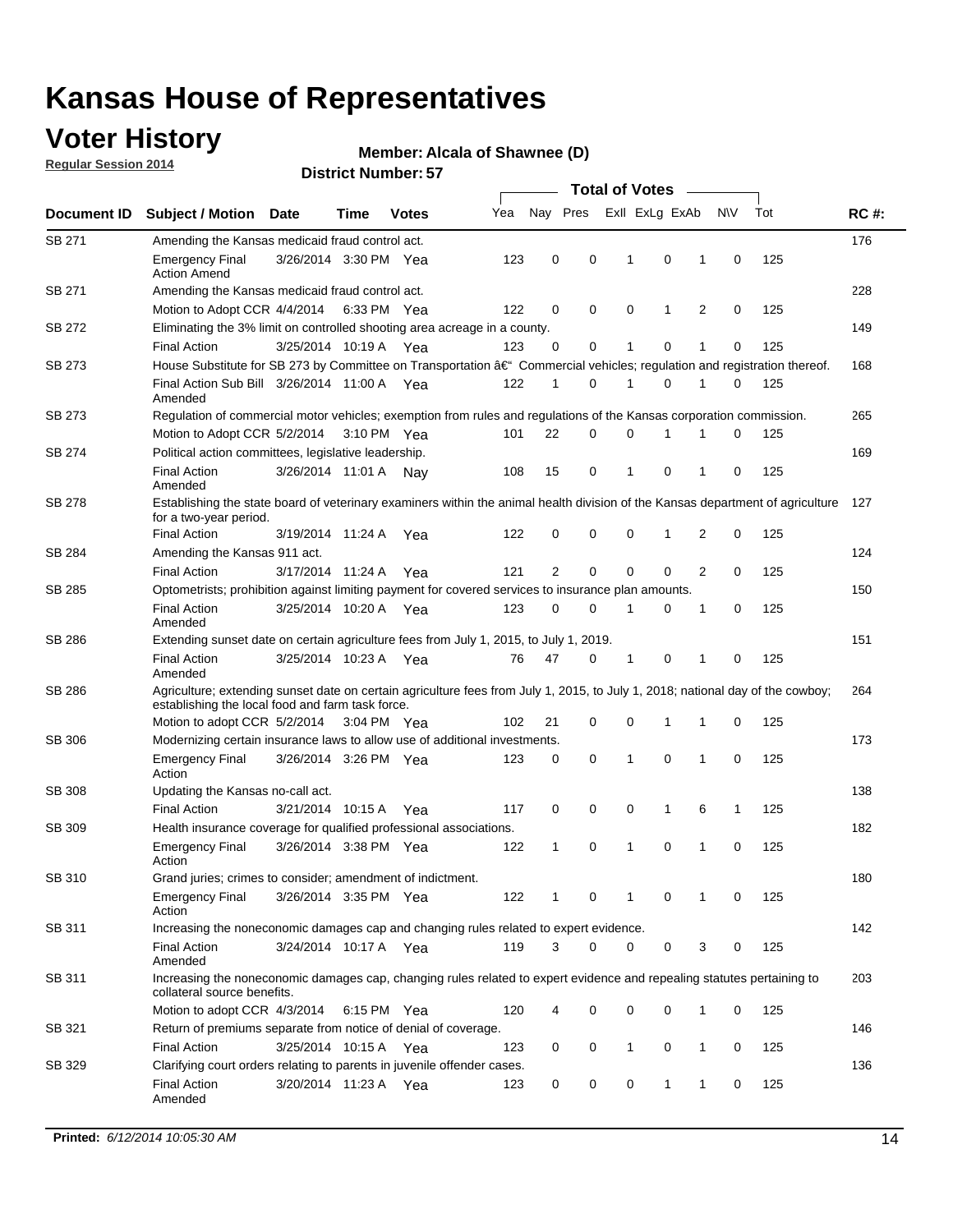# Kansas House of Representatives

## Voter History

**Regular Session 2014**

**Member: Alcala of Shawnee (D)**

**District Number: 57**

| Document ID | Subject / Motion | Date | Time | Votes | Yea | Nay | Pres | ExII | ExLg | ExAb | N\V | Tot | RC #: |
|---|---|---|---|---|---|---|---|---|---|---|---|---|---|
| SB 271 | Amending the Kansas medicaid fraud control act. | | | | | | | | | | | | 176 |
| | Emergency Final Action Amend | 3/26/2014 | 3:30 PM | Yea | 123 | 0 | 0 | 1 | 0 | 1 | 0 | 125 | |
| SB 271 | Amending the Kansas medicaid fraud control act. | | | | | | | | | | | | 228 |
| | Motion to Adopt CCR | 4/4/2014 | 6:33 PM | Yea | 122 | 0 | 0 | 0 | 1 | 2 | 0 | 125 | |
| SB 272 | Eliminating the 3% limit on controlled shooting area acreage in a county. | | | | | | | | | | | | 149 |
| | Final Action | 3/25/2014 | 10:19 A | Yea | 123 | 0 | 0 | 1 | 0 | 1 | 0 | 125 | |
| SB 273 | House Substitute for SB 273 by Committee on Transportation â€“ Commercial vehicles; regulation and registration thereof. | | | | | | | | | | | | 168 |
| | Final Action Sub Bill Amended | 3/26/2014 | 11:00 A | Yea | 122 | 1 | 0 | 1 | 0 | 1 | 0 | 125 | |
| SB 273 | Regulation of commercial motor vehicles; exemption from rules and regulations of the Kansas corporation commission. | | | | | | | | | | | | 265 |
| | Motion to Adopt CCR | 5/2/2014 | 3:10 PM | Yea | 101 | 22 | 0 | 0 | 1 | 1 | 0 | 125 | |
| SB 274 | Political action committees, legislative leadership. | | | | | | | | | | | | 169 |
| | Final Action Amended | 3/26/2014 | 11:01 A | Nay | 108 | 15 | 0 | 1 | 0 | 1 | 0 | 125 | |
| SB 278 | Establishing the state board of veterinary examiners within the animal health division of the Kansas department of agriculture for a two-year period. | | | | | | | | | | | | 127 |
| | Final Action | 3/19/2014 | 11:24 A | Yea | 122 | 0 | 0 | 0 | 1 | 2 | 0 | 125 | |
| SB 284 | Amending the Kansas 911 act. | | | | | | | | | | | | 124 |
| | Final Action | 3/17/2014 | 11:24 A | Yea | 121 | 2 | 0 | 0 | 0 | 2 | 0 | 125 | |
| SB 285 | Optometrists; prohibition against limiting payment for covered services to insurance plan amounts. | | | | | | | | | | | | 150 |
| | Final Action Amended | 3/25/2014 | 10:20 A | Yea | 123 | 0 | 0 | 1 | 0 | 1 | 0 | 125 | |
| SB 286 | Extending sunset date on certain agriculture fees from July 1, 2015, to July 1, 2019. | | | | | | | | | | | | 151 |
| | Final Action Amended | 3/25/2014 | 10:23 A | Yea | 76 | 47 | 0 | 1 | 0 | 1 | 0 | 125 | |
| SB 286 | Agriculture; extending sunset date on certain agriculture fees from July 1, 2015, to July 1, 2018; national day of the cowboy; establishing the local food and farm task force. | | | | | | | | | | | | 264 |
| | Motion to adopt CCR | 5/2/2014 | 3:04 PM | Yea | 102 | 21 | 0 | 0 | 1 | 1 | 0 | 125 | |
| SB 306 | Modernizing certain insurance laws to allow use of additional investments. | | | | | | | | | | | | 173 |
| | Emergency Final Action | 3/26/2014 | 3:26 PM | Yea | 123 | 0 | 0 | 1 | 0 | 1 | 0 | 125 | |
| SB 308 | Updating the Kansas no-call act. | | | | | | | | | | | | 138 |
| | Final Action | 3/21/2014 | 10:15 A | Yea | 117 | 0 | 0 | 0 | 1 | 6 | 1 | 125 | |
| SB 309 | Health insurance coverage for qualified professional associations. | | | | | | | | | | | | 182 |
| | Emergency Final Action | 3/26/2014 | 3:38 PM | Yea | 122 | 1 | 0 | 1 | 0 | 1 | 0 | 125 | |
| SB 310 | Grand juries; crimes to consider; amendment of indictment. | | | | | | | | | | | | 180 |
| | Emergency Final Action | 3/26/2014 | 3:35 PM | Yea | 122 | 1 | 0 | 1 | 0 | 1 | 0 | 125 | |
| SB 311 | Increasing the noneconomic damages cap and changing rules related to expert evidence. | | | | | | | | | | | | 142 |
| | Final Action Amended | 3/24/2014 | 10:17 A | Yea | 119 | 3 | 0 | 0 | 0 | 3 | 0 | 125 | |
| SB 311 | Increasing the noneconomic damages cap, changing rules related to expert evidence and repealing statutes pertaining to collateral source benefits. | | | | | | | | | | | | 203 |
| | Motion to adopt CCR | 4/3/2014 | 6:15 PM | Yea | 120 | 4 | 0 | 0 | 0 | 1 | 0 | 125 | |
| SB 321 | Return of premiums separate from notice of denial of coverage. | | | | | | | | | | | | 146 |
| | Final Action | 3/25/2014 | 10:15 A | Yea | 123 | 0 | 0 | 1 | 0 | 1 | 0 | 125 | |
| SB 329 | Clarifying court orders relating to parents in juvenile offender cases. | | | | | | | | | | | | 136 |
| | Final Action Amended | 3/20/2014 | 11:23 A | Yea | 123 | 0 | 0 | 0 | 1 | 1 | 0 | 125 | |

**Printed:** *6/12/2014 10:05:30 AM*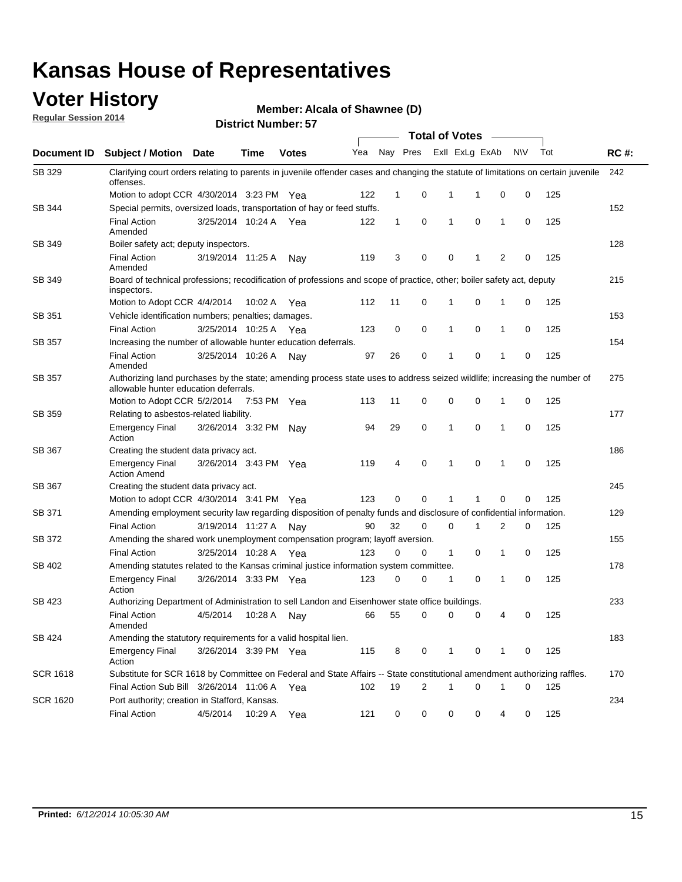# Kansas House of Representatives

## Voter History

**Regular Session 2014**

**Member: Alcala of Shawnee (D)**

**District Number: 57**

| Document ID | Subject / Motion | Date | Time | Votes | Yea | Nay | Pres | ExII | ExLg | ExAb | N\V | Tot | RC #: |
|---|---|---|---|---|---|---|---|---|---|---|---|---|---|
| SB 329 | Clarifying court orders relating to parents in juvenile offender cases and changing the statute of limitations on certain juvenile offenses. | | | | | | | | | | | | 242 |
| | Motion to adopt CCR | 4/30/2014 | 3:23 PM | Yea | 122 | 1 | 0 | 1 | 1 | 0 | 0 | 125 | |
| SB 344 | Special permits, oversized loads, transportation of hay or feed stuffs. | | | | | | | | | | | | 152 |
| | Final Action Amended | 3/25/2014 | 10:24 A | Yea | 122 | 1 | 0 | 1 | 0 | 1 | 0 | 125 | |
| SB 349 | Boiler safety act; deputy inspectors. | | | | | | | | | | | | 128 |
| | Final Action Amended | 3/19/2014 | 11:25 A | Nay | 119 | 3 | 0 | 0 | 1 | 2 | 0 | 125 | |
| SB 349 | Board of technical professions; recodification of professions and scope of practice, other; boiler safety act, deputy inspectors. | | | | | | | | | | | | 215 |
| | Motion to Adopt CCR | 4/4/2014 | 10:02 A | Yea | 112 | 11 | 0 | 1 | 0 | 1 | 0 | 125 | |
| SB 351 | Vehicle identification numbers; penalties; damages. | | | | | | | | | | | | 153 |
| | Final Action | 3/25/2014 | 10:25 A | Yea | 123 | 0 | 0 | 1 | 0 | 1 | 0 | 125 | |
| SB 357 | Increasing the number of allowable hunter education deferrals. | | | | | | | | | | | | 154 |
| | Final Action Amended | 3/25/2014 | 10:26 A | Nay | 97 | 26 | 0 | 1 | 0 | 1 | 0 | 125 | |
| SB 357 | Authorizing land purchases by the state; amending process state uses to address seized wildlife; increasing the number of allowable hunter education deferrals. | | | | | | | | | | | | 275 |
| | Motion to Adopt CCR | 5/2/2014 | 7:53 PM | Yea | 113 | 11 | 0 | 0 | 0 | 1 | 0 | 125 | |
| SB 359 | Relating to asbestos-related liability. | | | | | | | | | | | | 177 |
| | Emergency Final Action | 3/26/2014 | 3:32 PM | Nay | 94 | 29 | 0 | 1 | 0 | 1 | 0 | 125 | |
| SB 367 | Creating the student data privacy act. | | | | | | | | | | | | 186 |
| | Emergency Final Action Amend | 3/26/2014 | 3:43 PM | Yea | 119 | 4 | 0 | 1 | 0 | 1 | 0 | 125 | |
| SB 367 | Creating the student data privacy act. | | | | | | | | | | | | 245 |
| | Motion to adopt CCR | 4/30/2014 | 3:41 PM | Yea | 123 | 0 | 0 | 1 | 1 | 0 | 0 | 125 | |
| SB 371 | Amending employment security law regarding disposition of penalty funds and disclosure of confidential information. | | | | | | | | | | | | 129 |
| | Final Action | 3/19/2014 | 11:27 A | Nay | 90 | 32 | 0 | 0 | 1 | 2 | 0 | 125 | |
| SB 372 | Amending the shared work unemployment compensation program; layoff aversion. | | | | | | | | | | | | 155 |
| | Final Action | 3/25/2014 | 10:28 A | Yea | 123 | 0 | 0 | 1 | 0 | 1 | 0 | 125 | |
| SB 402 | Amending statutes related to the Kansas criminal justice information system committee. | | | | | | | | | | | | 178 |
| | Emergency Final Action | 3/26/2014 | 3:33 PM | Yea | 123 | 0 | 0 | 1 | 0 | 1 | 0 | 125 | |
| SB 423 | Authorizing Department of Administration to sell Landon and Eisenhower state office buildings. | | | | | | | | | | | | 233 |
| | Final Action Amended | 4/5/2014 | 10:28 A | Nay | 66 | 55 | 0 | 0 | 0 | 4 | 0 | 125 | |
| SB 424 | Amending the statutory requirements for a valid hospital lien. | | | | | | | | | | | | 183 |
| | Emergency Final Action | 3/26/2014 | 3:39 PM | Yea | 115 | 8 | 0 | 1 | 0 | 1 | 0 | 125 | |
| SCR 1618 | Substitute for SCR 1618 by Committee on Federal and State Affairs -- State constitutional amendment authorizing raffles. | | | | | | | | | | | | 170 |
| | Final Action Sub Bill | 3/26/2014 | 11:06 A | Yea | 102 | 19 | 2 | 1 | 0 | 1 | 0 | 125 | |
| SCR 1620 | Port authority; creation in Stafford, Kansas. | | | | | | | | | | | | 234 |
| | Final Action | 4/5/2014 | 10:29 A | Yea | 121 | 0 | 0 | 0 | 0 | 4 | 0 | 125 | |

**Printed:** *6/12/2014 10:05:30 AM*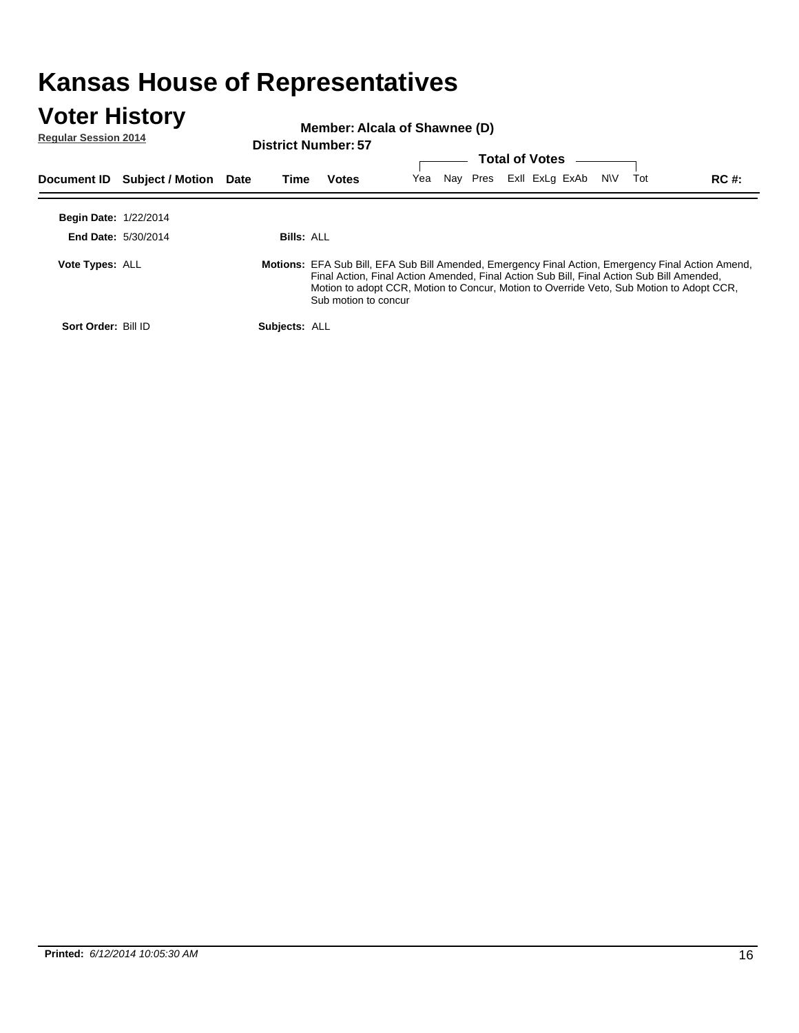# Kansas House of Representatives

## Voter History

**Regular Session 2014**

**Member: Alcala of Shawnee (D)**

**District Number: 57**

| Document ID | Subject / Motion | Date | Time | Votes | Yea | Nay | Pres | ExII | ExLg | ExAb | N\V | Tot | RC #: |
|---|---|---|---|---|---|---|---|---|---|---|---|---|---|

(Yea through Tot: Total of Votes)

**Begin Date:** 1/22/2014

**End Date:** 5/30/2014

**Bills:** ALL

**Vote Types:** ALL

**Motions:** EFA Sub Bill, EFA Sub Bill Amended, Emergency Final Action, Emergency Final Action Amend, Final Action, Final Action Amended, Final Action Sub Bill, Final Action Sub Bill Amended, Motion to adopt CCR, Motion to Concur, Motion to Override Veto, Sub Motion to Adopt CCR, Sub motion to concur

**Sort Order:** Bill ID

**Subjects:** ALL

**Printed:** *6/12/2014 10:05:30 AM*